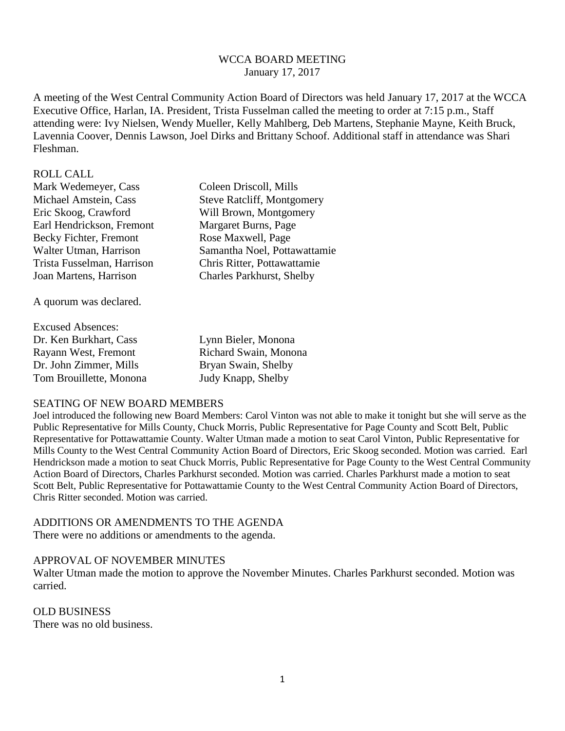# WCCA BOARD MEETING

January 17, 2017

A meeting of the West Central Community Action Board of Directors was held January 17, 2017 at the WCCA Executive Office, Harlan, IA. President, Trista Fusselman called the meeting to order at 7:15 p.m., Staff attending were: Ivy Nielsen, Wendy Mueller, Kelly Mahlberg, Deb Martens, Stephanie Mayne, Keith Bruck, Lavennia Coover, Dennis Lawson, Joel Dirks and Brittany Schoof. Additional staff in attendance was Shari Fleshman.

## ROLL CALL

| | |
|---|---|
| Mark Wedemeyer, Cass | Coleen Driscoll, Mills |
| Michael Amstein, Cass | Steve Ratcliff, Montgomery |
| Eric Skoog, Crawford | Will Brown, Montgomery |
| Earl Hendrickson, Fremont | Margaret Burns, Page |
| Becky Fichter, Fremont | Rose Maxwell, Page |
| Walter Utman, Harrison | Samantha Noel, Pottawattamie |
| Trista Fusselman, Harrison | Chris Ritter, Pottawattamie |
| Joan Martens, Harrison | Charles Parkhurst, Shelby |

A quorum was declared.

Excused Absences:

| | |
|---|---|
| Dr. Ken Burkhart, Cass | Lynn Bieler, Monona |
| Rayann West, Fremont | Richard Swain, Monona |
| Dr. John Zimmer, Mills | Bryan Swain, Shelby |
| Tom Brouillette, Monona | Judy Knapp, Shelby |

## SEATING OF NEW BOARD MEMBERS

Joel introduced the following new Board Members: Carol Vinton was not able to make it tonight but she will serve as the Public Representative for Mills County, Chuck Morris, Public Representative for Page County and Scott Belt, Public Representative for Pottawattamie County. Walter Utman made a motion to seat Carol Vinton, Public Representative for Mills County to the West Central Community Action Board of Directors, Eric Skoog seconded. Motion was carried. Earl Hendrickson made a motion to seat Chuck Morris, Public Representative for Page County to the West Central Community Action Board of Directors, Charles Parkhurst seconded. Motion was carried. Charles Parkhurst made a motion to seat Scott Belt, Public Representative for Pottawattamie County to the West Central Community Action Board of Directors, Chris Ritter seconded. Motion was carried.

## ADDITIONS OR AMENDMENTS TO THE AGENDA

There were no additions or amendments to the agenda.

## APPROVAL OF NOVEMBER MINUTES

Walter Utman made the motion to approve the November Minutes. Charles Parkhurst seconded. Motion was carried.

## OLD BUSINESS

There was no old business.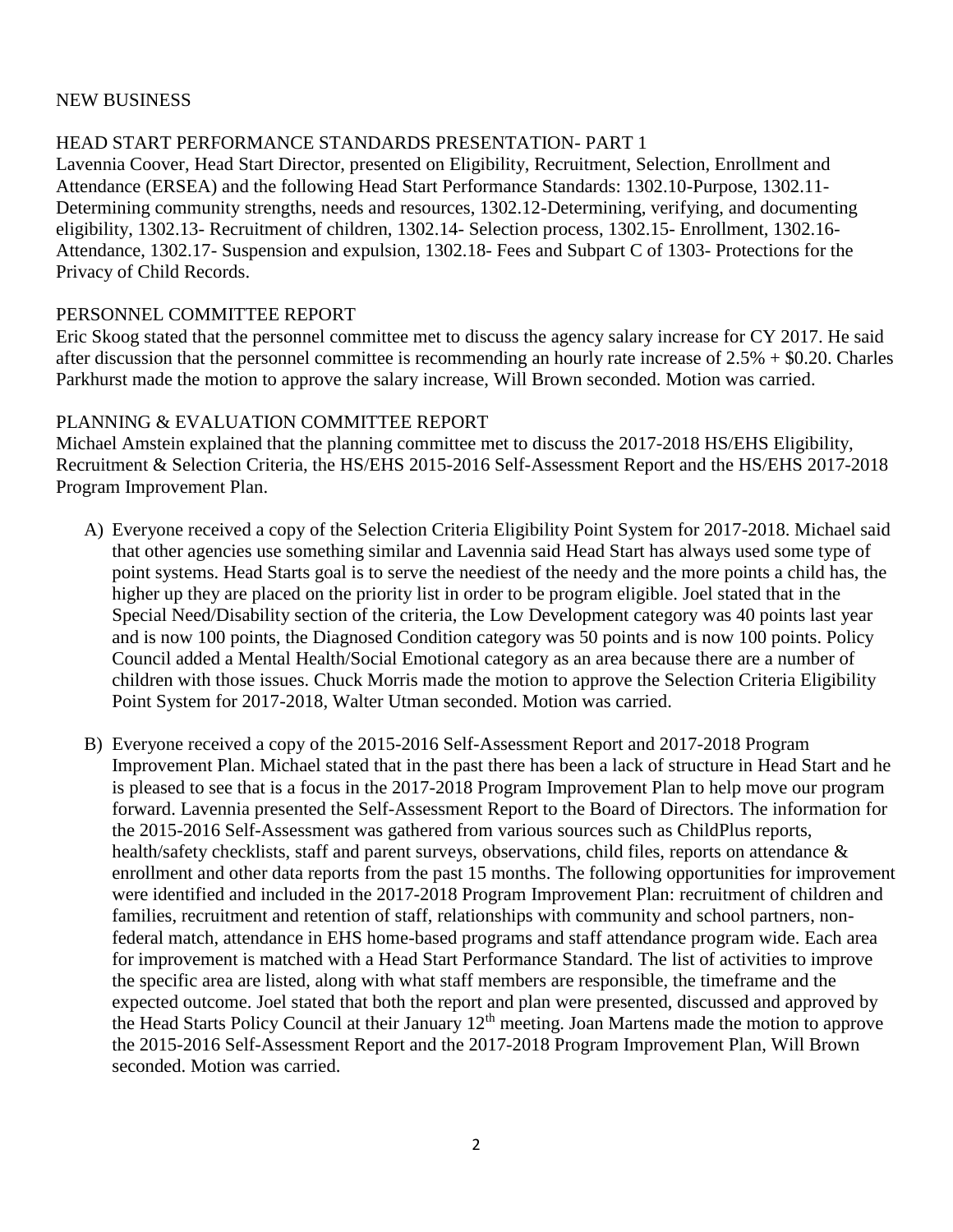## NEW BUSINESS

### HEAD START PERFORMANCE STANDARDS PRESENTATION- PART 1

Lavennia Coover, Head Start Director, presented on Eligibility, Recruitment, Selection, Enrollment and Attendance (ERSEA) and the following Head Start Performance Standards: 1302.10-Purpose, 1302.11- Determining community strengths, needs and resources, 1302.12-Determining, verifying, and documenting eligibility, 1302.13- Recruitment of children, 1302.14- Selection process, 1302.15- Enrollment, 1302.16- Attendance, 1302.17- Suspension and expulsion, 1302.18- Fees and Subpart C of 1303- Protections for the Privacy of Child Records.

### PERSONNEL COMMITTEE REPORT

Eric Skoog stated that the personnel committee met to discuss the agency salary increase for CY 2017. He said after discussion that the personnel committee is recommending an hourly rate increase of 2.5% + $0.20. Charles Parkhurst made the motion to approve the salary increase, Will Brown seconded. Motion was carried.

### PLANNING & EVALUATION COMMITTEE REPORT

Michael Amstein explained that the planning committee met to discuss the 2017-2018 HS/EHS Eligibility, Recruitment & Selection Criteria, the HS/EHS 2015-2016 Self-Assessment Report and the HS/EHS 2017-2018 Program Improvement Plan.

A) Everyone received a copy of the Selection Criteria Eligibility Point System for 2017-2018. Michael said that other agencies use something similar and Lavennia said Head Start has always used some type of point systems. Head Starts goal is to serve the neediest of the needy and the more points a child has, the higher up they are placed on the priority list in order to be program eligible. Joel stated that in the Special Need/Disability section of the criteria, the Low Development category was 40 points last year and is now 100 points, the Diagnosed Condition category was 50 points and is now 100 points. Policy Council added a Mental Health/Social Emotional category as an area because there are a number of children with those issues. Chuck Morris made the motion to approve the Selection Criteria Eligibility Point System for 2017-2018, Walter Utman seconded. Motion was carried.

B) Everyone received a copy of the 2015-2016 Self-Assessment Report and 2017-2018 Program Improvement Plan. Michael stated that in the past there has been a lack of structure in Head Start and he is pleased to see that is a focus in the 2017-2018 Program Improvement Plan to help move our program forward. Lavennia presented the Self-Assessment Report to the Board of Directors. The information for the 2015-2016 Self-Assessment was gathered from various sources such as ChildPlus reports, health/safety checklists, staff and parent surveys, observations, child files, reports on attendance & enrollment and other data reports from the past 15 months. The following opportunities for improvement were identified and included in the 2017-2018 Program Improvement Plan: recruitment of children and families, recruitment and retention of staff, relationships with community and school partners, non-federal match, attendance in EHS home-based programs and staff attendance program wide. Each area for improvement is matched with a Head Start Performance Standard. The list of activities to improve the specific area are listed, along with what staff members are responsible, the timeframe and the expected outcome. Joel stated that both the report and plan were presented, discussed and approved by the Head Starts Policy Council at their January 12th meeting. Joan Martens made the motion to approve the 2015-2016 Self-Assessment Report and the 2017-2018 Program Improvement Plan, Will Brown seconded. Motion was carried.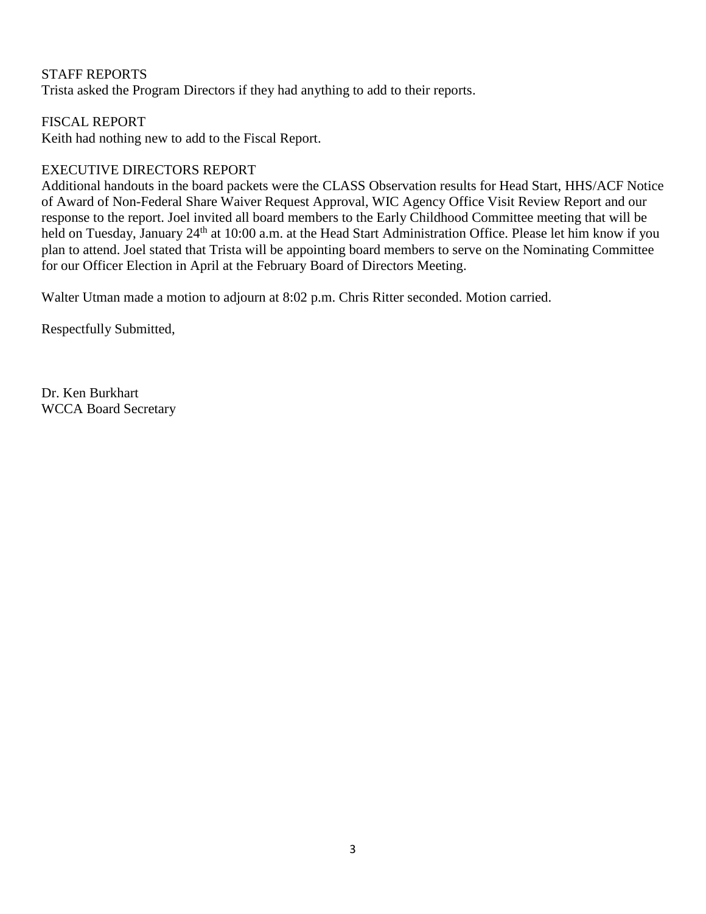STAFF REPORTS

Trista asked the Program Directors if they had anything to add to their reports.

FISCAL REPORT

Keith had nothing new to add to the Fiscal Report.

EXECUTIVE DIRECTORS REPORT

Additional handouts in the board packets were the CLASS Observation results for Head Start, HHS/ACF Notice of Award of Non-Federal Share Waiver Request Approval, WIC Agency Office Visit Review Report and our response to the report. Joel invited all board members to the Early Childhood Committee meeting that will be held on Tuesday, January 24th at 10:00 a.m. at the Head Start Administration Office. Please let him know if you plan to attend. Joel stated that Trista will be appointing board members to serve on the Nominating Committee for our Officer Election in April at the February Board of Directors Meeting.

Walter Utman made a motion to adjourn at 8:02 p.m. Chris Ritter seconded. Motion carried.

Respectfully Submitted,

Dr. Ken Burkhart
WCCA Board Secretary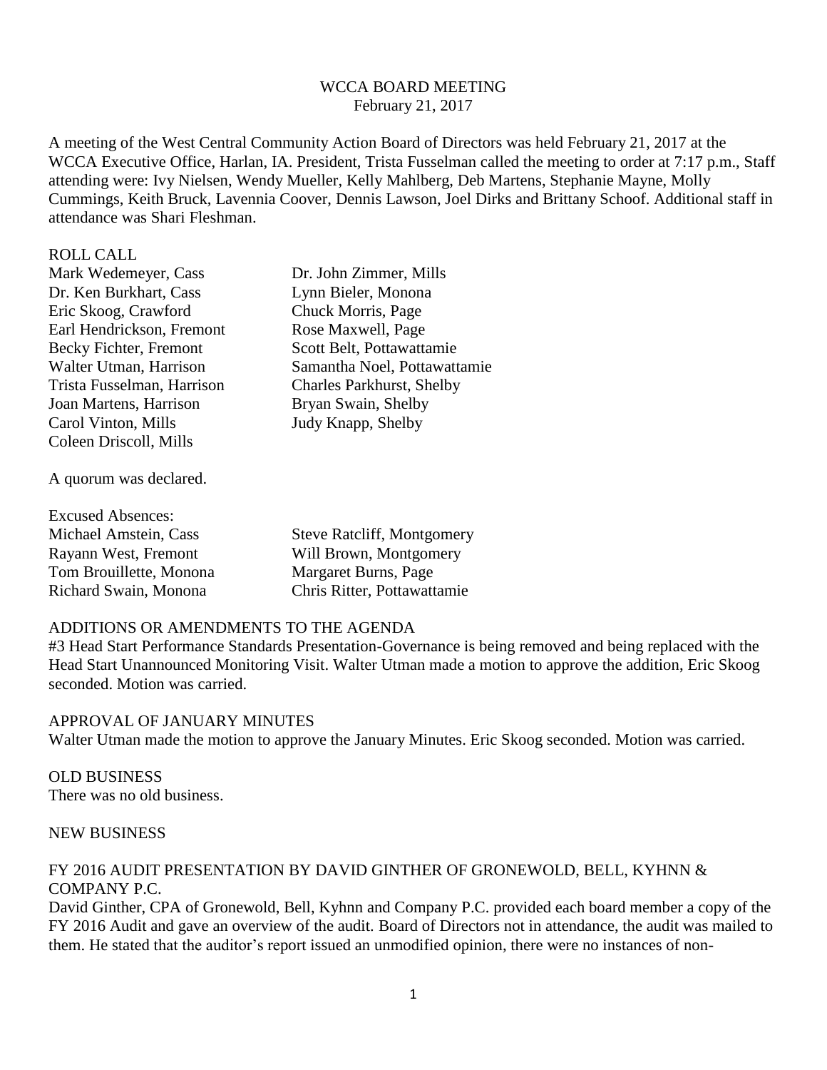WCCA BOARD MEETING
February 21, 2017

A meeting of the West Central Community Action Board of Directors was held February 21, 2017 at the WCCA Executive Office, Harlan, IA. President, Trista Fusselman called the meeting to order at 7:17 p.m., Staff attending were: Ivy Nielsen, Wendy Mueller, Kelly Mahlberg, Deb Martens, Stephanie Mayne, Molly Cummings, Keith Bruck, Lavennia Coover, Dennis Lawson, Joel Dirks and Brittany Schoof. Additional staff in attendance was Shari Fleshman.

ROLL CALL

| | |
|---|---|
| Mark Wedemeyer, Cass | Dr. John Zimmer, Mills |
| Dr. Ken Burkhart, Cass | Lynn Bieler, Monona |
| Eric Skoog, Crawford | Chuck Morris, Page |
| Earl Hendrickson, Fremont | Rose Maxwell, Page |
| Becky Fichter, Fremont | Scott Belt, Pottawattamie |
| Walter Utman, Harrison | Samantha Noel, Pottawattamie |
| Trista Fusselman, Harrison | Charles Parkhurst, Shelby |
| Joan Martens, Harrison | Bryan Swain, Shelby |
| Carol Vinton, Mills | Judy Knapp, Shelby |
| Coleen Driscoll, Mills | |

A quorum was declared.

Excused Absences:

| | |
|---|---|
| Michael Amstein, Cass | Steve Ratcliff, Montgomery |
| Rayann West, Fremont | Will Brown, Montgomery |
| Tom Brouillette, Monona | Margaret Burns, Page |
| Richard Swain, Monona | Chris Ritter, Pottawattamie |

ADDITIONS OR AMENDMENTS TO THE AGENDA

#3 Head Start Performance Standards Presentation-Governance is being removed and being replaced with the Head Start Unannounced Monitoring Visit. Walter Utman made a motion to approve the addition, Eric Skoog seconded. Motion was carried.

APPROVAL OF JANUARY MINUTES

Walter Utman made the motion to approve the January Minutes. Eric Skoog seconded. Motion was carried.

OLD BUSINESS

There was no old business.

NEW BUSINESS

FY 2016 AUDIT PRESENTATION BY DAVID GINTHER OF GRONEWOLD, BELL, KYHNN & COMPANY P.C.

David Ginther, CPA of Gronewold, Bell, Kyhnn and Company P.C. provided each board member a copy of the FY 2016 Audit and gave an overview of the audit. Board of Directors not in attendance, the audit was mailed to them. He stated that the auditor's report issued an unmodified opinion, there were no instances of non-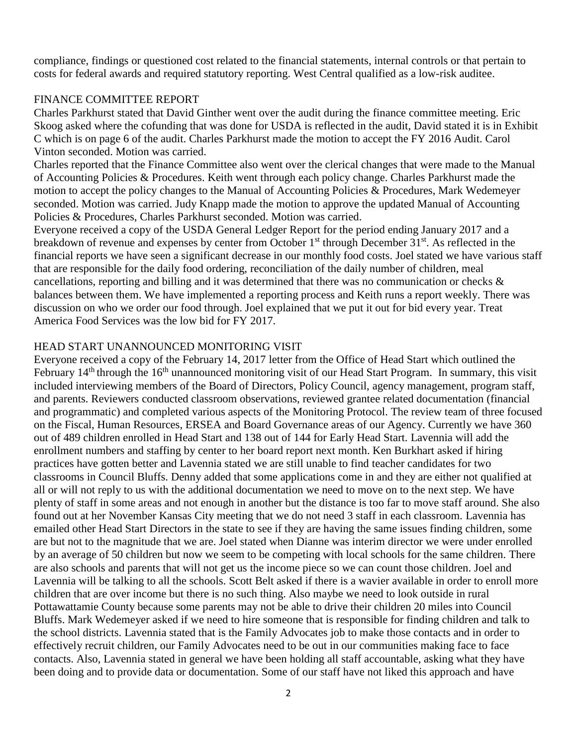compliance, findings or questioned cost related to the financial statements, internal controls or that pertain to costs for federal awards and required statutory reporting. West Central qualified as a low-risk auditee.

## FINANCE COMMITTEE REPORT

Charles Parkhurst stated that David Ginther went over the audit during the finance committee meeting. Eric Skoog asked where the cofunding that was done for USDA is reflected in the audit, David stated it is in Exhibit C which is on page 6 of the audit. Charles Parkhurst made the motion to accept the FY 2016 Audit. Carol Vinton seconded. Motion was carried.

Charles reported that the Finance Committee also went over the clerical changes that were made to the Manual of Accounting Policies & Procedures. Keith went through each policy change. Charles Parkhurst made the motion to accept the policy changes to the Manual of Accounting Policies & Procedures, Mark Wedemeyer seconded. Motion was carried. Judy Knapp made the motion to approve the updated Manual of Accounting Policies & Procedures, Charles Parkhurst seconded. Motion was carried.

Everyone received a copy of the USDA General Ledger Report for the period ending January 2017 and a breakdown of revenue and expenses by center from October 1st through December 31st. As reflected in the financial reports we have seen a significant decrease in our monthly food costs. Joel stated we have various staff that are responsible for the daily food ordering, reconciliation of the daily number of children, meal cancellations, reporting and billing and it was determined that there was no communication or checks & balances between them. We have implemented a reporting process and Keith runs a report weekly. There was discussion on who we order our food through. Joel explained that we put it out for bid every year. Treat America Food Services was the low bid for FY 2017.

## HEAD START UNANNOUNCED MONITORING VISIT

Everyone received a copy of the February 14, 2017 letter from the Office of Head Start which outlined the February 14th through the 16th unannounced monitoring visit of our Head Start Program. In summary, this visit included interviewing members of the Board of Directors, Policy Council, agency management, program staff, and parents. Reviewers conducted classroom observations, reviewed grantee related documentation (financial and programmatic) and completed various aspects of the Monitoring Protocol. The review team of three focused on the Fiscal, Human Resources, ERSEA and Board Governance areas of our Agency. Currently we have 360 out of 489 children enrolled in Head Start and 138 out of 144 for Early Head Start. Lavennia will add the enrollment numbers and staffing by center to her board report next month. Ken Burkhart asked if hiring practices have gotten better and Lavennia stated we are still unable to find teacher candidates for two classrooms in Council Bluffs. Denny added that some applications come in and they are either not qualified at all or will not reply to us with the additional documentation we need to move on to the next step. We have plenty of staff in some areas and not enough in another but the distance is too far to move staff around. She also found out at her November Kansas City meeting that we do not need 3 staff in each classroom. Lavennia has emailed other Head Start Directors in the state to see if they are having the same issues finding children, some are but not to the magnitude that we are. Joel stated when Dianne was interim director we were under enrolled by an average of 50 children but now we seem to be competing with local schools for the same children. There are also schools and parents that will not get us the income piece so we can count those children. Joel and Lavennia will be talking to all the schools. Scott Belt asked if there is a wavier available in order to enroll more children that are over income but there is no such thing. Also maybe we need to look outside in rural Pottawattamie County because some parents may not be able to drive their children 20 miles into Council Bluffs. Mark Wedemeyer asked if we need to hire someone that is responsible for finding children and talk to the school districts. Lavennia stated that is the Family Advocates job to make those contacts and in order to effectively recruit children, our Family Advocates need to be out in our communities making face to face contacts. Also, Lavennia stated in general we have been holding all staff accountable, asking what they have been doing and to provide data or documentation. Some of our staff have not liked this approach and have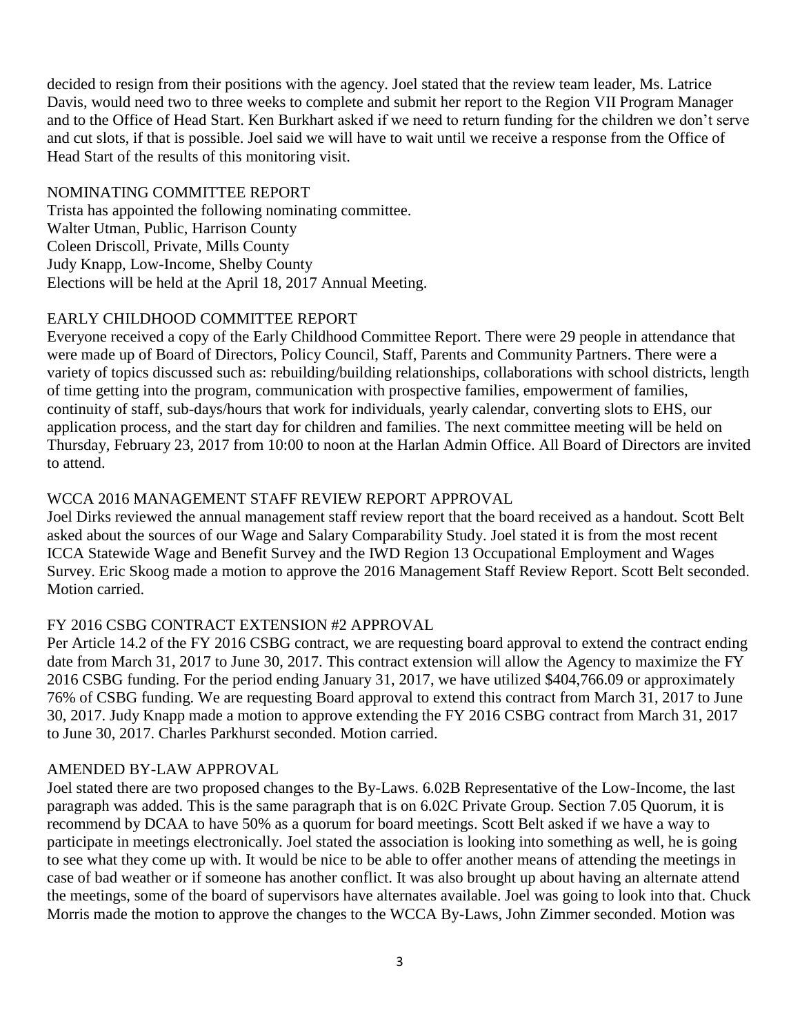decided to resign from their positions with the agency. Joel stated that the review team leader, Ms. Latrice Davis, would need two to three weeks to complete and submit her report to the Region VII Program Manager and to the Office of Head Start. Ken Burkhart asked if we need to return funding for the children we don't serve and cut slots, if that is possible. Joel said we will have to wait until we receive a response from the Office of Head Start of the results of this monitoring visit.

## NOMINATING COMMITTEE REPORT

Trista has appointed the following nominating committee.
Walter Utman, Public, Harrison County
Coleen Driscoll, Private, Mills County
Judy Knapp, Low-Income, Shelby County
Elections will be held at the April 18, 2017 Annual Meeting.

## EARLY CHILDHOOD COMMITTEE REPORT

Everyone received a copy of the Early Childhood Committee Report. There were 29 people in attendance that were made up of Board of Directors, Policy Council, Staff, Parents and Community Partners. There were a variety of topics discussed such as: rebuilding/building relationships, collaborations with school districts, length of time getting into the program, communication with prospective families, empowerment of families, continuity of staff, sub-days/hours that work for individuals, yearly calendar, converting slots to EHS, our application process, and the start day for children and families. The next committee meeting will be held on Thursday, February 23, 2017 from 10:00 to noon at the Harlan Admin Office. All Board of Directors are invited to attend.

## WCCA 2016 MANAGEMENT STAFF REVIEW REPORT APPROVAL

Joel Dirks reviewed the annual management staff review report that the board received as a handout. Scott Belt asked about the sources of our Wage and Salary Comparability Study. Joel stated it is from the most recent ICCA Statewide Wage and Benefit Survey and the IWD Region 13 Occupational Employment and Wages Survey. Eric Skoog made a motion to approve the 2016 Management Staff Review Report. Scott Belt seconded. Motion carried.

## FY 2016 CSBG CONTRACT EXTENSION #2 APPROVAL

Per Article 14.2 of the FY 2016 CSBG contract, we are requesting board approval to extend the contract ending date from March 31, 2017 to June 30, 2017. This contract extension will allow the Agency to maximize the FY 2016 CSBG funding. For the period ending January 31, 2017, we have utilized $404,766.09 or approximately 76% of CSBG funding. We are requesting Board approval to extend this contract from March 31, 2017 to June 30, 2017. Judy Knapp made a motion to approve extending the FY 2016 CSBG contract from March 31, 2017 to June 30, 2017. Charles Parkhurst seconded. Motion carried.

## AMENDED BY-LAW APPROVAL

Joel stated there are two proposed changes to the By-Laws. 6.02B Representative of the Low-Income, the last paragraph was added. This is the same paragraph that is on 6.02C Private Group. Section 7.05 Quorum, it is recommend by DCAA to have 50% as a quorum for board meetings. Scott Belt asked if we have a way to participate in meetings electronically. Joel stated the association is looking into something as well, he is going to see what they come up with. It would be nice to be able to offer another means of attending the meetings in case of bad weather or if someone has another conflict. It was also brought up about having an alternate attend the meetings, some of the board of supervisors have alternates available. Joel was going to look into that. Chuck Morris made the motion to approve the changes to the WCCA By-Laws, John Zimmer seconded. Motion was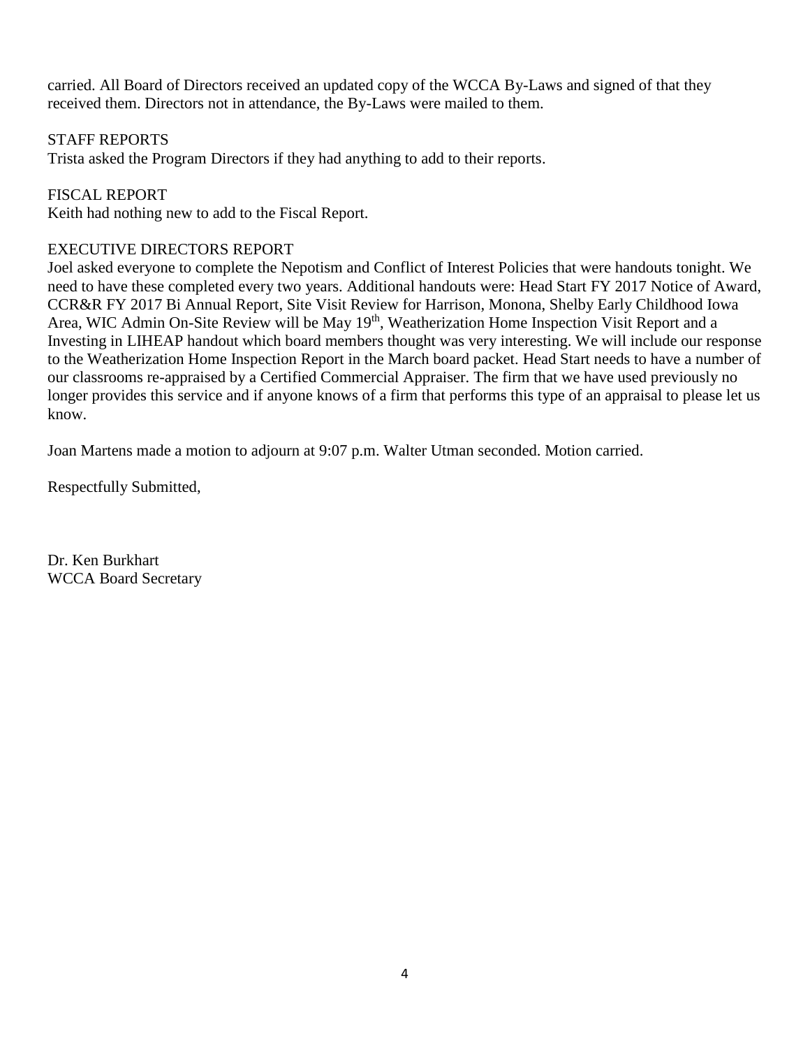carried. All Board of Directors received an updated copy of the WCCA By-Laws and signed of that they received them. Directors not in attendance, the By-Laws were mailed to them.

STAFF REPORTS

Trista asked the Program Directors if they had anything to add to their reports.

FISCAL REPORT

Keith had nothing new to add to the Fiscal Report.

EXECUTIVE DIRECTORS REPORT

Joel asked everyone to complete the Nepotism and Conflict of Interest Policies that were handouts tonight. We need to have these completed every two years. Additional handouts were: Head Start FY 2017 Notice of Award, CCR&R FY 2017 Bi Annual Report, Site Visit Review for Harrison, Monona, Shelby Early Childhood Iowa Area, WIC Admin On-Site Review will be May 19th, Weatherization Home Inspection Visit Report and a Investing in LIHEAP handout which board members thought was very interesting. We will include our response to the Weatherization Home Inspection Report in the March board packet. Head Start needs to have a number of our classrooms re-appraised by a Certified Commercial Appraiser. The firm that we have used previously no longer provides this service and if anyone knows of a firm that performs this type of an appraisal to please let us know.

Joan Martens made a motion to adjourn at 9:07 p.m. Walter Utman seconded. Motion carried.

Respectfully Submitted,

Dr. Ken Burkhart
WCCA Board Secretary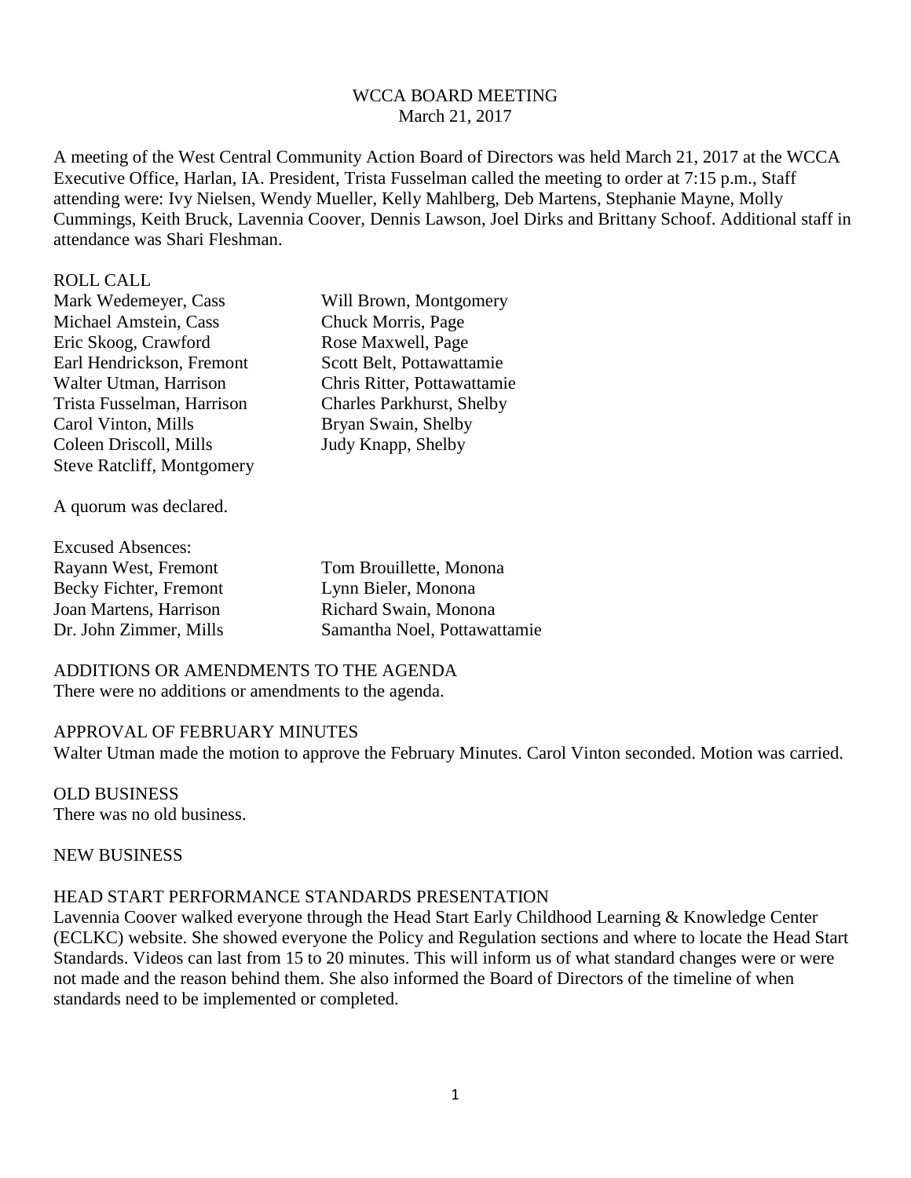WCCA BOARD MEETING
March 21, 2017

A meeting of the West Central Community Action Board of Directors was held March 21, 2017 at the WCCA Executive Office, Harlan, IA. President, Trista Fusselman called the meeting to order at 7:15 p.m., Staff attending were: Ivy Nielsen, Wendy Mueller, Kelly Mahlberg, Deb Martens, Stephanie Mayne, Molly Cummings, Keith Bruck, Lavennia Coover, Dennis Lawson, Joel Dirks and Brittany Schoof. Additional staff in attendance was Shari Fleshman.

ROLL CALL

| | |
|---|---|
| Mark Wedemeyer, Cass | Will Brown, Montgomery |
| Michael Amstein, Cass | Chuck Morris, Page |
| Eric Skoog, Crawford | Rose Maxwell, Page |
| Earl Hendrickson, Fremont | Scott Belt, Pottawattamie |
| Walter Utman, Harrison | Chris Ritter, Pottawattamie |
| Trista Fusselman, Harrison | Charles Parkhurst, Shelby |
| Carol Vinton, Mills | Bryan Swain, Shelby |
| Coleen Driscoll, Mills | Judy Knapp, Shelby |
| Steve Ratcliff, Montgomery | |

A quorum was declared.

Excused Absences:

| | |
|---|---|
| Rayann West, Fremont | Tom Brouillette, Monona |
| Becky Fichter, Fremont | Lynn Bieler, Monona |
| Joan Martens, Harrison | Richard Swain, Monona |
| Dr. John Zimmer, Mills | Samantha Noel, Pottawattamie |

ADDITIONS OR AMENDMENTS TO THE AGENDA
There were no additions or amendments to the agenda.

APPROVAL OF FEBRUARY MINUTES
Walter Utman made the motion to approve the February Minutes. Carol Vinton seconded. Motion was carried.

OLD BUSINESS
There was no old business.

NEW BUSINESS

HEAD START PERFORMANCE STANDARDS PRESENTATION
Lavennia Coover walked everyone through the Head Start Early Childhood Learning & Knowledge Center (ECLKC) website. She showed everyone the Policy and Regulation sections and where to locate the Head Start Standards. Videos can last from 15 to 20 minutes. This will inform us of what standard changes were or were not made and the reason behind them. She also informed the Board of Directors of the timeline of when standards need to be implemented or completed.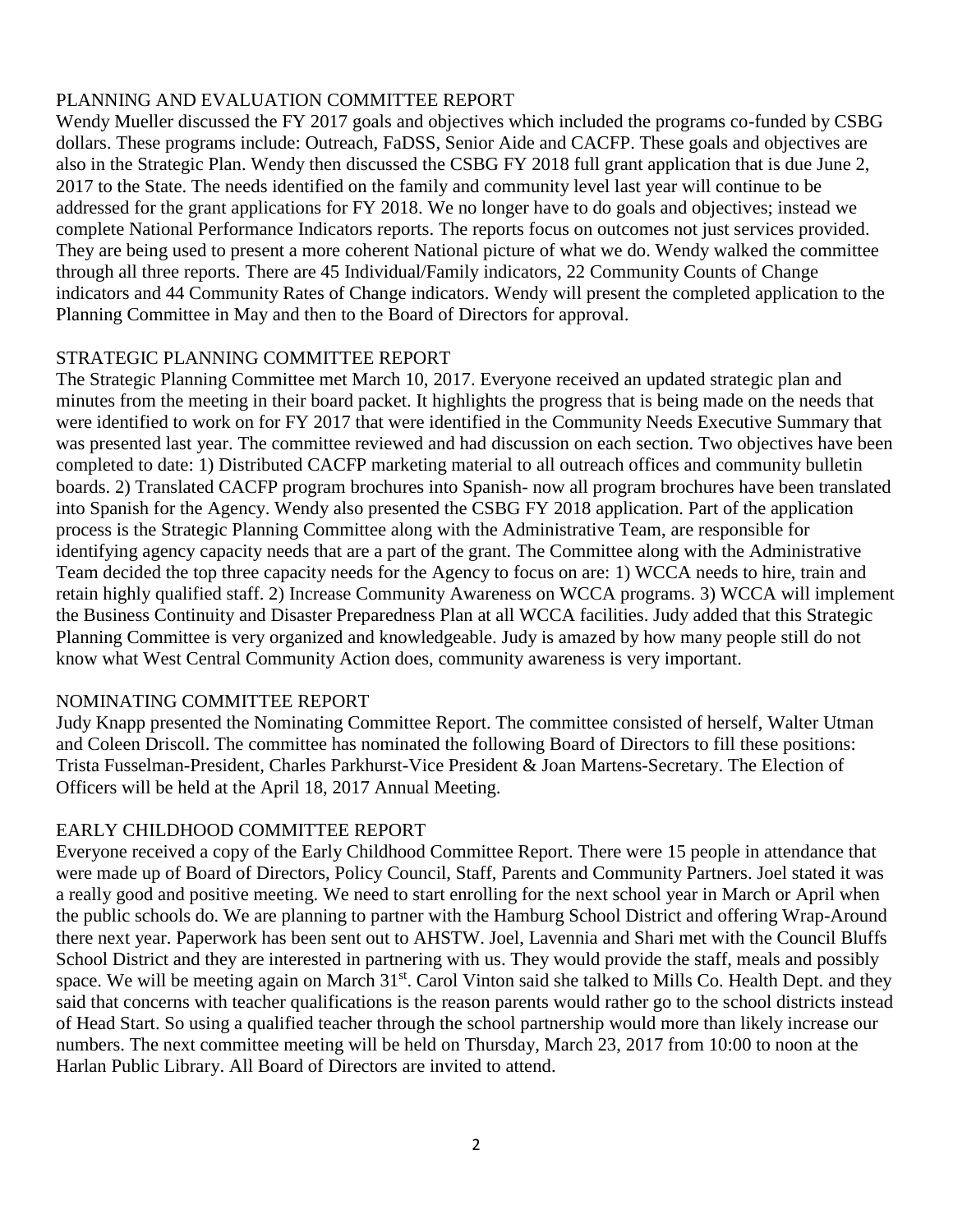## PLANNING AND EVALUATION COMMITTEE REPORT

Wendy Mueller discussed the FY 2017 goals and objectives which included the programs co-funded by CSBG dollars. These programs include: Outreach, FaDSS, Senior Aide and CACFP. These goals and objectives are also in the Strategic Plan. Wendy then discussed the CSBG FY 2018 full grant application that is due June 2, 2017 to the State. The needs identified on the family and community level last year will continue to be addressed for the grant applications for FY 2018. We no longer have to do goals and objectives; instead we complete National Performance Indicators reports. The reports focus on outcomes not just services provided. They are being used to present a more coherent National picture of what we do. Wendy walked the committee through all three reports. There are 45 Individual/Family indicators, 22 Community Counts of Change indicators and 44 Community Rates of Change indicators. Wendy will present the completed application to the Planning Committee in May and then to the Board of Directors for approval.

## STRATEGIC PLANNING COMMITTEE REPORT

The Strategic Planning Committee met March 10, 2017. Everyone received an updated strategic plan and minutes from the meeting in their board packet. It highlights the progress that is being made on the needs that were identified to work on for FY 2017 that were identified in the Community Needs Executive Summary that was presented last year. The committee reviewed and had discussion on each section. Two objectives have been completed to date: 1) Distributed CACFP marketing material to all outreach offices and community bulletin boards. 2) Translated CACFP program brochures into Spanish- now all program brochures have been translated into Spanish for the Agency. Wendy also presented the CSBG FY 2018 application. Part of the application process is the Strategic Planning Committee along with the Administrative Team, are responsible for identifying agency capacity needs that are a part of the grant. The Committee along with the Administrative Team decided the top three capacity needs for the Agency to focus on are: 1) WCCA needs to hire, train and retain highly qualified staff. 2) Increase Community Awareness on WCCA programs. 3) WCCA will implement the Business Continuity and Disaster Preparedness Plan at all WCCA facilities. Judy added that this Strategic Planning Committee is very organized and knowledgeable. Judy is amazed by how many people still do not know what West Central Community Action does, community awareness is very important.

## NOMINATING COMMITTEE REPORT

Judy Knapp presented the Nominating Committee Report. The committee consisted of herself, Walter Utman and Coleen Driscoll. The committee has nominated the following Board of Directors to fill these positions: Trista Fusselman-President, Charles Parkhurst-Vice President & Joan Martens-Secretary. The Election of Officers will be held at the April 18, 2017 Annual Meeting.

## EARLY CHILDHOOD COMMITTEE REPORT

Everyone received a copy of the Early Childhood Committee Report. There were 15 people in attendance that were made up of Board of Directors, Policy Council, Staff, Parents and Community Partners. Joel stated it was a really good and positive meeting. We need to start enrolling for the next school year in March or April when the public schools do. We are planning to partner with the Hamburg School District and offering Wrap-Around there next year. Paperwork has been sent out to AHSTW. Joel, Lavennia and Shari met with the Council Bluffs School District and they are interested in partnering with us. They would provide the staff, meals and possibly space. We will be meeting again on March 31st. Carol Vinton said she talked to Mills Co. Health Dept. and they said that concerns with teacher qualifications is the reason parents would rather go to the school districts instead of Head Start. So using a qualified teacher through the school partnership would more than likely increase our numbers. The next committee meeting will be held on Thursday, March 23, 2017 from 10:00 to noon at the Harlan Public Library. All Board of Directors are invited to attend.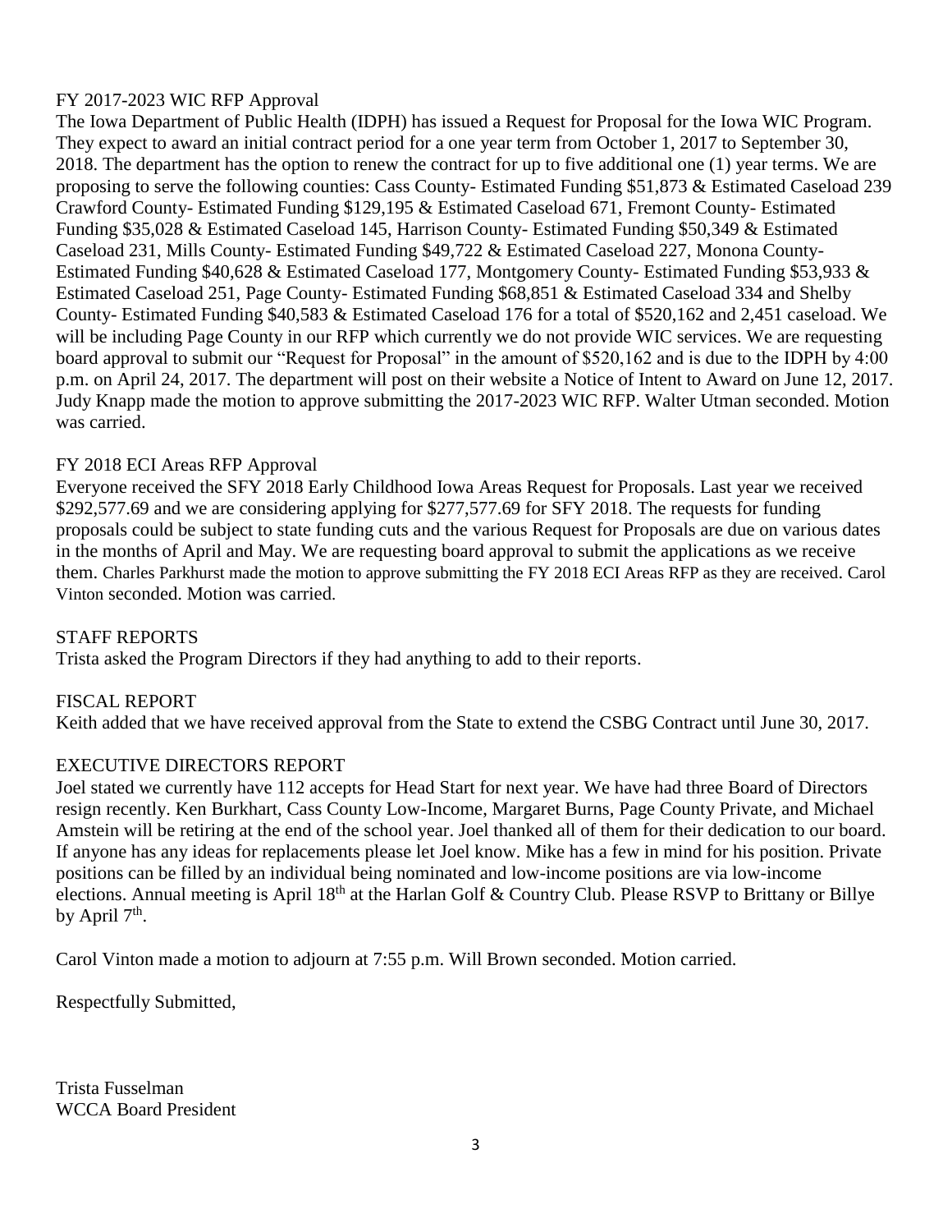FY 2017-2023 WIC RFP Approval

The Iowa Department of Public Health (IDPH) has issued a Request for Proposal for the Iowa WIC Program. They expect to award an initial contract period for a one year term from October 1, 2017 to September 30, 2018. The department has the option to renew the contract for up to five additional one (1) year terms. We are proposing to serve the following counties: Cass County- Estimated Funding $51,873 & Estimated Caseload 239 Crawford County- Estimated Funding $129,195 & Estimated Caseload 671, Fremont County- Estimated Funding $35,028 & Estimated Caseload 145, Harrison County- Estimated Funding $50,349 & Estimated Caseload 231, Mills County- Estimated Funding $49,722 & Estimated Caseload 227, Monona County- Estimated Funding $40,628 & Estimated Caseload 177, Montgomery County- Estimated Funding $53,933 & Estimated Caseload 251, Page County- Estimated Funding $68,851 & Estimated Caseload 334 and Shelby County- Estimated Funding $40,583 & Estimated Caseload 176 for a total of $520,162 and 2,451 caseload. We will be including Page County in our RFP which currently we do not provide WIC services. We are requesting board approval to submit our "Request for Proposal" in the amount of $520,162 and is due to the IDPH by 4:00 p.m. on April 24, 2017. The department will post on their website a Notice of Intent to Award on June 12, 2017. Judy Knapp made the motion to approve submitting the 2017-2023 WIC RFP. Walter Utman seconded. Motion was carried.

FY 2018 ECI Areas RFP Approval

Everyone received the SFY 2018 Early Childhood Iowa Areas Request for Proposals. Last year we received $292,577.69 and we are considering applying for $277,577.69 for SFY 2018. The requests for funding proposals could be subject to state funding cuts and the various Request for Proposals are due on various dates in the months of April and May. We are requesting board approval to submit the applications as we receive them. Charles Parkhurst made the motion to approve submitting the FY 2018 ECI Areas RFP as they are received. Carol Vinton seconded. Motion was carried.

STAFF REPORTS

Trista asked the Program Directors if they had anything to add to their reports.

FISCAL REPORT

Keith added that we have received approval from the State to extend the CSBG Contract until June 30, 2017.

EXECUTIVE DIRECTORS REPORT

Joel stated we currently have 112 accepts for Head Start for next year. We have had three Board of Directors resign recently. Ken Burkhart, Cass County Low-Income, Margaret Burns, Page County Private, and Michael Amstein will be retiring at the end of the school year. Joel thanked all of them for their dedication to our board. If anyone has any ideas for replacements please let Joel know. Mike has a few in mind for his position. Private positions can be filled by an individual being nominated and low-income positions are via low-income elections. Annual meeting is April 18th at the Harlan Golf & Country Club. Please RSVP to Brittany or Billye by April 7th.

Carol Vinton made a motion to adjourn at 7:55 p.m. Will Brown seconded. Motion carried.

Respectfully Submitted,

Trista Fusselman
WCCA Board President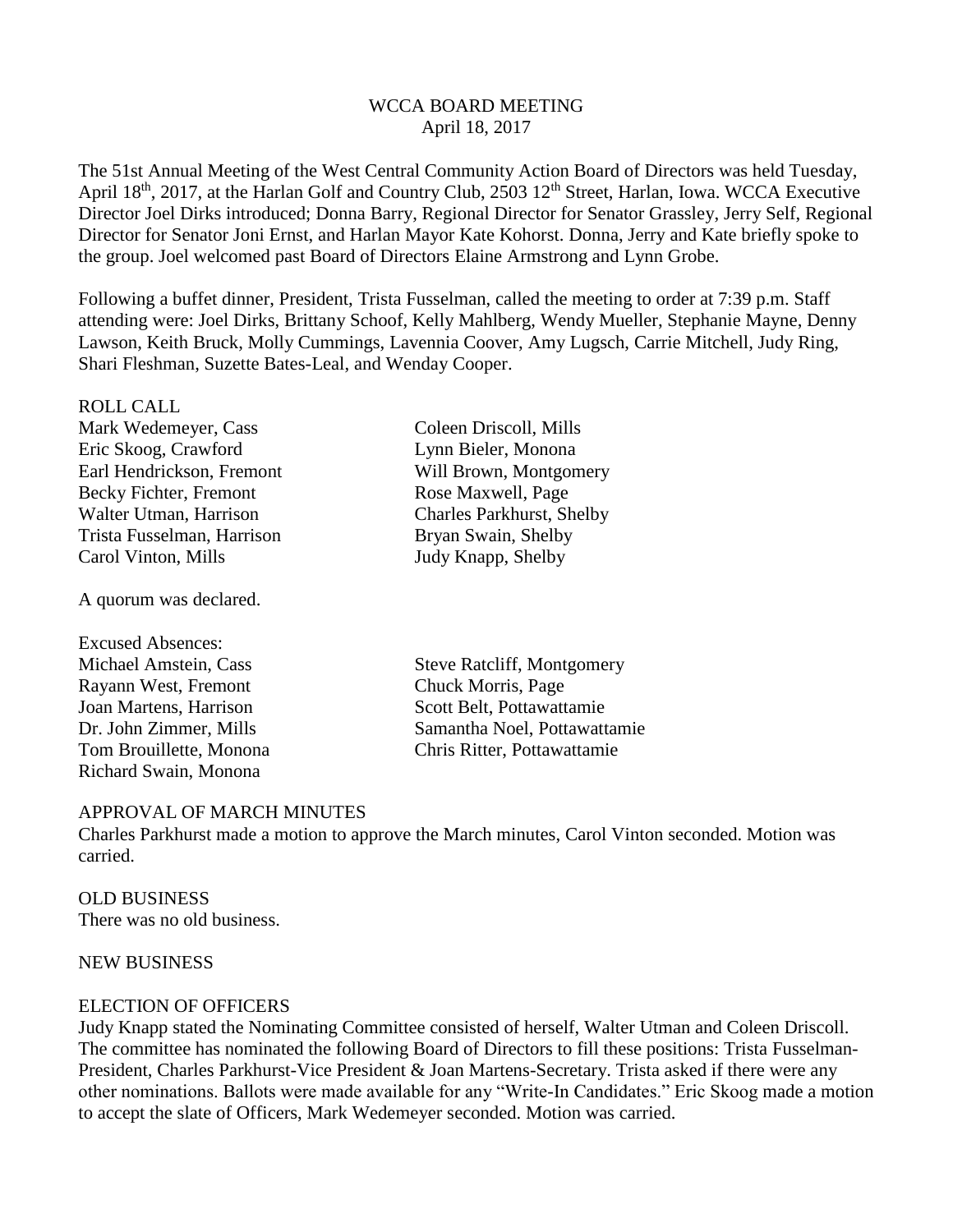# WCCA BOARD MEETING
April 18, 2017

The 51st Annual Meeting of the West Central Community Action Board of Directors was held Tuesday, April 18th, 2017, at the Harlan Golf and Country Club, 2503 12th Street, Harlan, Iowa. WCCA Executive Director Joel Dirks introduced; Donna Barry, Regional Director for Senator Grassley, Jerry Self, Regional Director for Senator Joni Ernst, and Harlan Mayor Kate Kohorst. Donna, Jerry and Kate briefly spoke to the group. Joel welcomed past Board of Directors Elaine Armstrong and Lynn Grobe.

Following a buffet dinner, President, Trista Fusselman, called the meeting to order at 7:39 p.m. Staff attending were: Joel Dirks, Brittany Schoof, Kelly Mahlberg, Wendy Mueller, Stephanie Mayne, Denny Lawson, Keith Bruck, Molly Cummings, Lavennia Coover, Amy Lugsch, Carrie Mitchell, Judy Ring, Shari Fleshman, Suzette Bates-Leal, and Wenday Cooper.

ROLL CALL

Mark Wedemeyer, Cass
Eric Skoog, Crawford
Earl Hendrickson, Fremont
Becky Fichter, Fremont
Walter Utman, Harrison
Trista Fusselman, Harrison
Carol Vinton, Mills
Coleen Driscoll, Mills
Lynn Bieler, Monona
Will Brown, Montgomery
Rose Maxwell, Page
Charles Parkhurst, Shelby
Bryan Swain, Shelby
Judy Knapp, Shelby

A quorum was declared.

Excused Absences:

Michael Amstein, Cass
Rayann West, Fremont
Joan Martens, Harrison
Dr. John Zimmer, Mills
Tom Brouillette, Monona
Richard Swain, Monona
Steve Ratcliff, Montgomery
Chuck Morris, Page
Scott Belt, Pottawattamie
Samantha Noel, Pottawattamie
Chris Ritter, Pottawattamie

APPROVAL OF MARCH MINUTES

Charles Parkhurst made a motion to approve the March minutes, Carol Vinton seconded. Motion was carried.

OLD BUSINESS

There was no old business.

NEW BUSINESS

ELECTION OF OFFICERS

Judy Knapp stated the Nominating Committee consisted of herself, Walter Utman and Coleen Driscoll. The committee has nominated the following Board of Directors to fill these positions: Trista Fusselman-President, Charles Parkhurst-Vice President & Joan Martens-Secretary. Trista asked if there were any other nominations. Ballots were made available for any "Write-In Candidates." Eric Skoog made a motion to accept the slate of Officers, Mark Wedemeyer seconded. Motion was carried.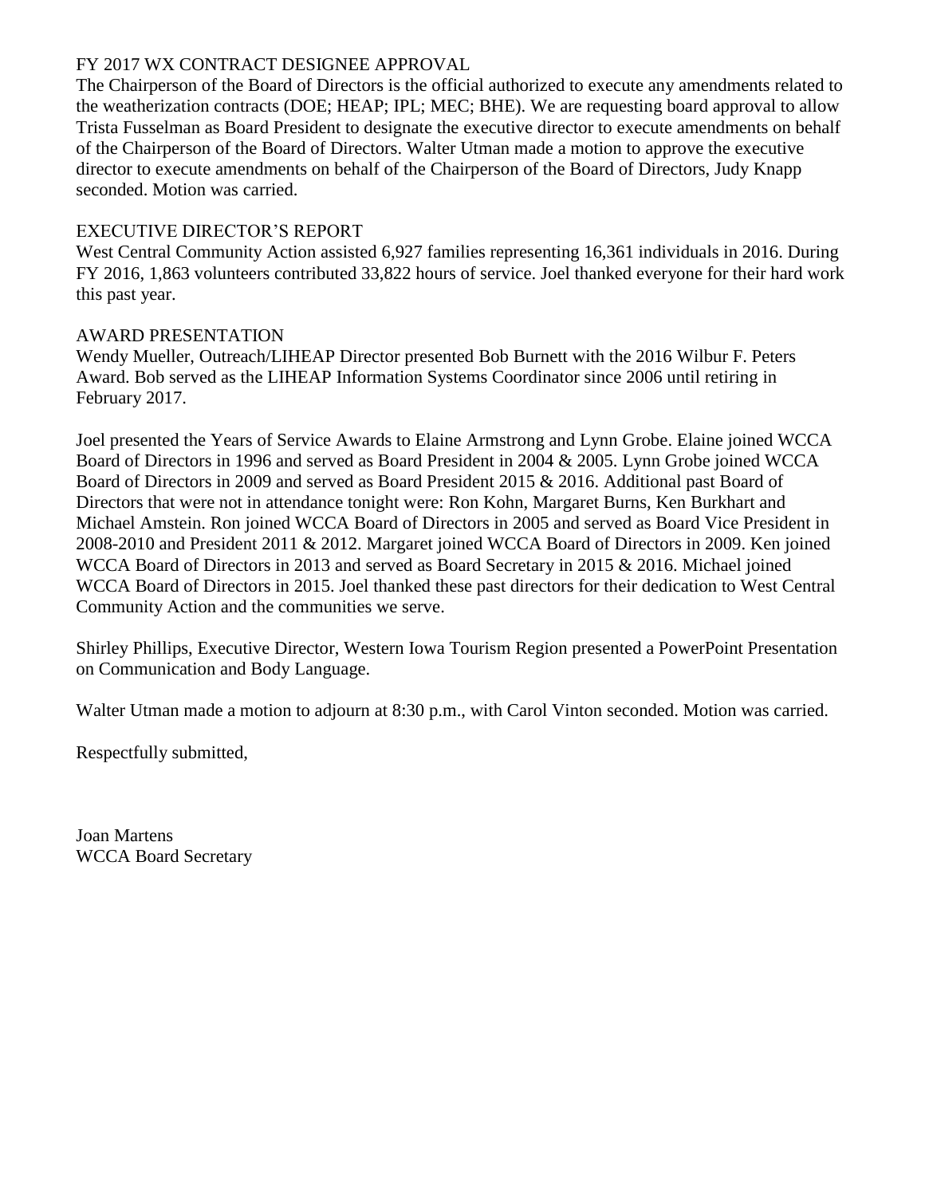### FY 2017 WX CONTRACT DESIGNEE APPROVAL

The Chairperson of the Board of Directors is the official authorized to execute any amendments related to the weatherization contracts (DOE; HEAP; IPL; MEC; BHE). We are requesting board approval to allow Trista Fusselman as Board President to designate the executive director to execute amendments on behalf of the Chairperson of the Board of Directors. Walter Utman made a motion to approve the executive director to execute amendments on behalf of the Chairperson of the Board of Directors, Judy Knapp seconded. Motion was carried.

### EXECUTIVE DIRECTOR'S REPORT

West Central Community Action assisted 6,927 families representing 16,361 individuals in 2016. During FY 2016, 1,863 volunteers contributed 33,822 hours of service. Joel thanked everyone for their hard work this past year.

### AWARD PRESENTATION

Wendy Mueller, Outreach/LIHEAP Director presented Bob Burnett with the 2016 Wilbur F. Peters Award. Bob served as the LIHEAP Information Systems Coordinator since 2006 until retiring in February 2017.

Joel presented the Years of Service Awards to Elaine Armstrong and Lynn Grobe. Elaine joined WCCA Board of Directors in 1996 and served as Board President in 2004 & 2005. Lynn Grobe joined WCCA Board of Directors in 2009 and served as Board President 2015 & 2016. Additional past Board of Directors that were not in attendance tonight were: Ron Kohn, Margaret Burns, Ken Burkhart and Michael Amstein. Ron joined WCCA Board of Directors in 2005 and served as Board Vice President in 2008-2010 and President 2011 & 2012. Margaret joined WCCA Board of Directors in 2009. Ken joined WCCA Board of Directors in 2013 and served as Board Secretary in 2015 & 2016. Michael joined WCCA Board of Directors in 2015. Joel thanked these past directors for their dedication to West Central Community Action and the communities we serve.

Shirley Phillips, Executive Director, Western Iowa Tourism Region presented a PowerPoint Presentation on Communication and Body Language.

Walter Utman made a motion to adjourn at 8:30 p.m., with Carol Vinton seconded. Motion was carried.

Respectfully submitted,

Joan Martens
WCCA Board Secretary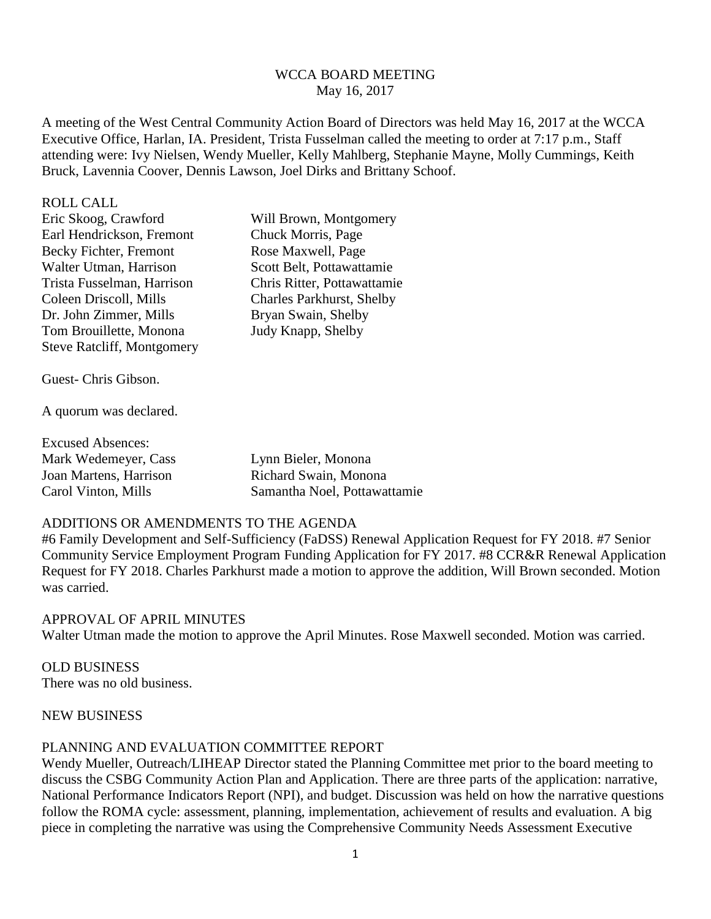WCCA BOARD MEETING
May 16, 2017

A meeting of the West Central Community Action Board of Directors was held May 16, 2017 at the WCCA Executive Office, Harlan, IA. President, Trista Fusselman called the meeting to order at 7:17 p.m., Staff attending were: Ivy Nielsen, Wendy Mueller, Kelly Mahlberg, Stephanie Mayne, Molly Cummings, Keith Bruck, Lavennia Coover, Dennis Lawson, Joel Dirks and Brittany Schoof.

ROLL CALL

Eric Skoog, Crawford
Earl Hendrickson, Fremont
Becky Fichter, Fremont
Walter Utman, Harrison
Trista Fusselman, Harrison
Coleen Driscoll, Mills
Dr. John Zimmer, Mills
Tom Brouillette, Monona
Steve Ratcliff, Montgomery
Will Brown, Montgomery
Chuck Morris, Page
Rose Maxwell, Page
Scott Belt, Pottawattamie
Chris Ritter, Pottawattamie
Charles Parkhurst, Shelby
Bryan Swain, Shelby
Judy Knapp, Shelby

Guest- Chris Gibson.

A quorum was declared.

Excused Absences:

Mark Wedemeyer, Cass
Joan Martens, Harrison
Carol Vinton, Mills
Lynn Bieler, Monona
Richard Swain, Monona
Samantha Noel, Pottawattamie

ADDITIONS OR AMENDMENTS TO THE AGENDA

#6 Family Development and Self-Sufficiency (FaDSS) Renewal Application Request for FY 2018. #7 Senior Community Service Employment Program Funding Application for FY 2017. #8 CCR&R Renewal Application Request for FY 2018. Charles Parkhurst made a motion to approve the addition, Will Brown seconded. Motion was carried.

APPROVAL OF APRIL MINUTES

Walter Utman made the motion to approve the April Minutes. Rose Maxwell seconded. Motion was carried.

OLD BUSINESS

There was no old business.

NEW BUSINESS

PLANNING AND EVALUATION COMMITTEE REPORT

Wendy Mueller, Outreach/LIHEAP Director stated the Planning Committee met prior to the board meeting to discuss the CSBG Community Action Plan and Application. There are three parts of the application: narrative, National Performance Indicators Report (NPI), and budget. Discussion was held on how the narrative questions follow the ROMA cycle: assessment, planning, implementation, achievement of results and evaluation. A big piece in completing the narrative was using the Comprehensive Community Needs Assessment Executive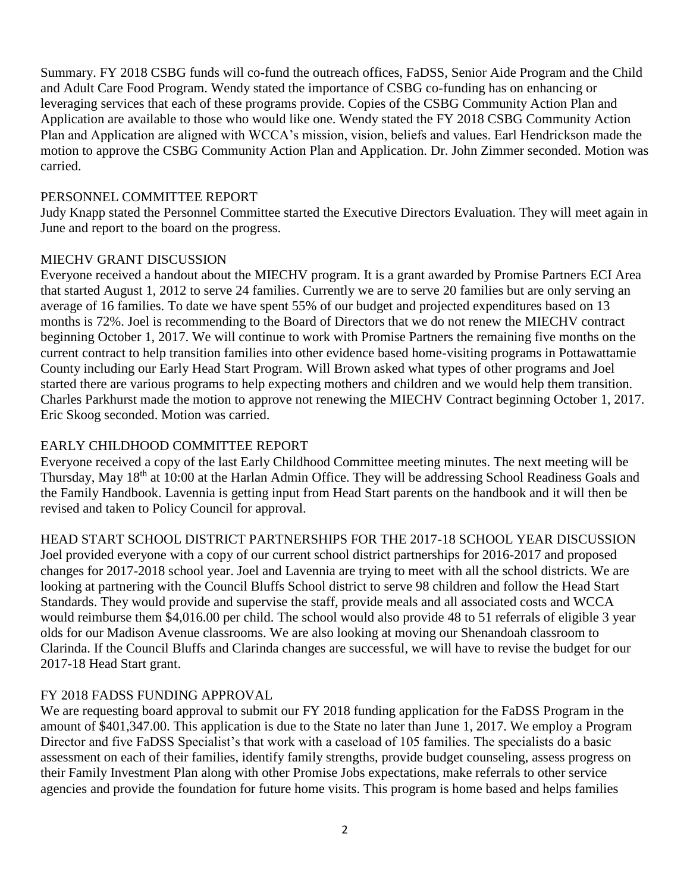Summary. FY 2018 CSBG funds will co-fund the outreach offices, FaDSS, Senior Aide Program and the Child and Adult Care Food Program. Wendy stated the importance of CSBG co-funding has on enhancing or leveraging services that each of these programs provide. Copies of the CSBG Community Action Plan and Application are available to those who would like one. Wendy stated the FY 2018 CSBG Community Action Plan and Application are aligned with WCCA's mission, vision, beliefs and values. Earl Hendrickson made the motion to approve the CSBG Community Action Plan and Application. Dr. John Zimmer seconded. Motion was carried.

## PERSONNEL COMMITTEE REPORT

Judy Knapp stated the Personnel Committee started the Executive Directors Evaluation. They will meet again in June and report to the board on the progress.

## MIECHV GRANT DISCUSSION

Everyone received a handout about the MIECHV program. It is a grant awarded by Promise Partners ECI Area that started August 1, 2012 to serve 24 families. Currently we are to serve 20 families but are only serving an average of 16 families. To date we have spent 55% of our budget and projected expenditures based on 13 months is 72%. Joel is recommending to the Board of Directors that we do not renew the MIECHV contract beginning October 1, 2017. We will continue to work with Promise Partners the remaining five months on the current contract to help transition families into other evidence based home-visiting programs in Pottawattamie County including our Early Head Start Program. Will Brown asked what types of other programs and Joel started there are various programs to help expecting mothers and children and we would help them transition. Charles Parkhurst made the motion to approve not renewing the MIECHV Contract beginning October 1, 2017. Eric Skoog seconded. Motion was carried.

## EARLY CHILDHOOD COMMITTEE REPORT

Everyone received a copy of the last Early Childhood Committee meeting minutes. The next meeting will be Thursday, May 18th at 10:00 at the Harlan Admin Office. They will be addressing School Readiness Goals and the Family Handbook. Lavennia is getting input from Head Start parents on the handbook and it will then be revised and taken to Policy Council for approval.

## HEAD START SCHOOL DISTRICT PARTNERSHIPS FOR THE 2017-18 SCHOOL YEAR DISCUSSION

Joel provided everyone with a copy of our current school district partnerships for 2016-2017 and proposed changes for 2017-2018 school year. Joel and Lavennia are trying to meet with all the school districts. We are looking at partnering with the Council Bluffs School district to serve 98 children and follow the Head Start Standards. They would provide and supervise the staff, provide meals and all associated costs and WCCA would reimburse them $4,016.00 per child. The school would also provide 48 to 51 referrals of eligible 3 year olds for our Madison Avenue classrooms. We are also looking at moving our Shenandoah classroom to Clarinda. If the Council Bluffs and Clarinda changes are successful, we will have to revise the budget for our 2017-18 Head Start grant.

## FY 2018 FADSS FUNDING APPROVAL

We are requesting board approval to submit our FY 2018 funding application for the FaDSS Program in the amount of $401,347.00. This application is due to the State no later than June 1, 2017. We employ a Program Director and five FaDSS Specialist's that work with a caseload of 105 families. The specialists do a basic assessment on each of their families, identify family strengths, provide budget counseling, assess progress on their Family Investment Plan along with other Promise Jobs expectations, make referrals to other service agencies and provide the foundation for future home visits. This program is home based and helps families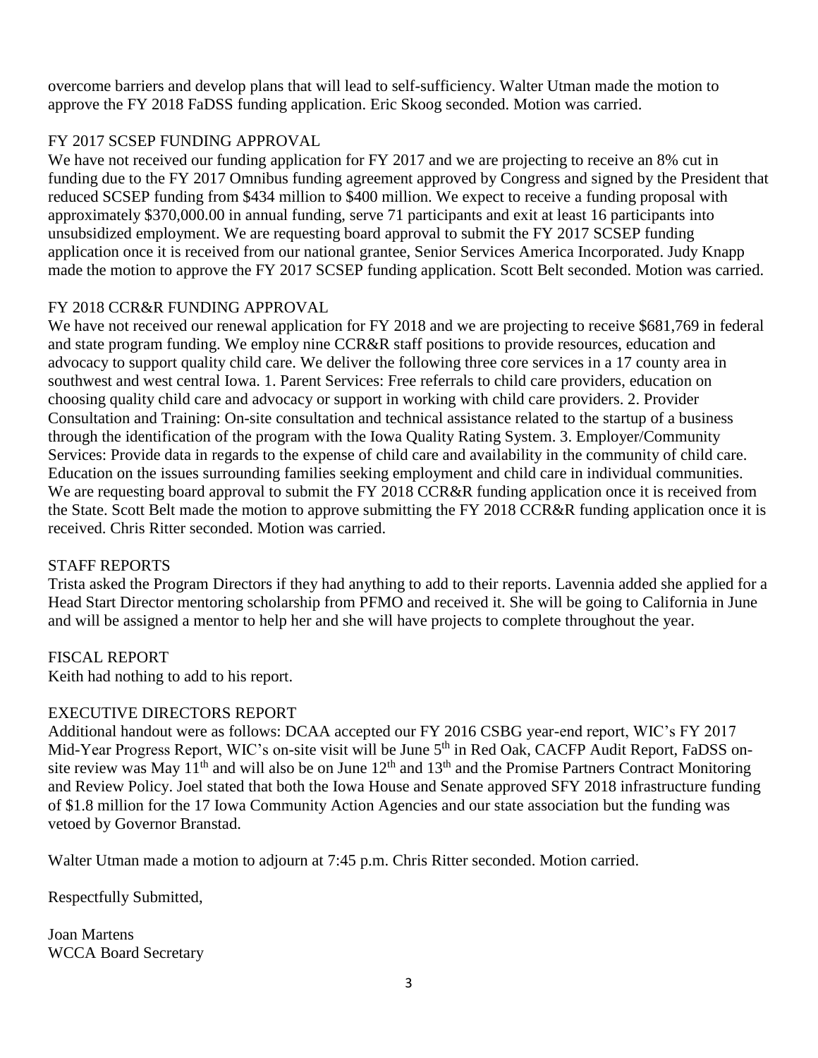overcome barriers and develop plans that will lead to self-sufficiency. Walter Utman made the motion to approve the FY 2018 FaDSS funding application. Eric Skoog seconded. Motion was carried.

FY 2017 SCSEP FUNDING APPROVAL

We have not received our funding application for FY 2017 and we are projecting to receive an 8% cut in funding due to the FY 2017 Omnibus funding agreement approved by Congress and signed by the President that reduced SCSEP funding from $434 million to $400 million. We expect to receive a funding proposal with approximately $370,000.00 in annual funding, serve 71 participants and exit at least 16 participants into unsubsidized employment. We are requesting board approval to submit the FY 2017 SCSEP funding application once it is received from our national grantee, Senior Services America Incorporated. Judy Knapp made the motion to approve the FY 2017 SCSEP funding application. Scott Belt seconded. Motion was carried.

FY 2018 CCR&R FUNDING APPROVAL

We have not received our renewal application for FY 2018 and we are projecting to receive $681,769 in federal and state program funding. We employ nine CCR&R staff positions to provide resources, education and advocacy to support quality child care. We deliver the following three core services in a 17 county area in southwest and west central Iowa. 1. Parent Services: Free referrals to child care providers, education on choosing quality child care and advocacy or support in working with child care providers. 2. Provider Consultation and Training: On-site consultation and technical assistance related to the startup of a business through the identification of the program with the Iowa Quality Rating System. 3. Employer/Community Services: Provide data in regards to the expense of child care and availability in the community of child care. Education on the issues surrounding families seeking employment and child care in individual communities. We are requesting board approval to submit the FY 2018 CCR&R funding application once it is received from the State. Scott Belt made the motion to approve submitting the FY 2018 CCR&R funding application once it is received. Chris Ritter seconded. Motion was carried.

STAFF REPORTS

Trista asked the Program Directors if they had anything to add to their reports. Lavennia added she applied for a Head Start Director mentoring scholarship from PFMO and received it. She will be going to California in June and will be assigned a mentor to help her and she will have projects to complete throughout the year.

FISCAL REPORT

Keith had nothing to add to his report.

EXECUTIVE DIRECTORS REPORT

Additional handout were as follows: DCAA accepted our FY 2016 CSBG year-end report, WIC's FY 2017 Mid-Year Progress Report, WIC's on-site visit will be June 5th in Red Oak, CACFP Audit Report, FaDSS on-site review was May 11th and will also be on June 12th and 13th and the Promise Partners Contract Monitoring and Review Policy. Joel stated that both the Iowa House and Senate approved SFY 2018 infrastructure funding of $1.8 million for the 17 Iowa Community Action Agencies and our state association but the funding was vetoed by Governor Branstad.

Walter Utman made a motion to adjourn at 7:45 p.m. Chris Ritter seconded. Motion carried.

Respectfully Submitted,

Joan Martens
WCCA Board Secretary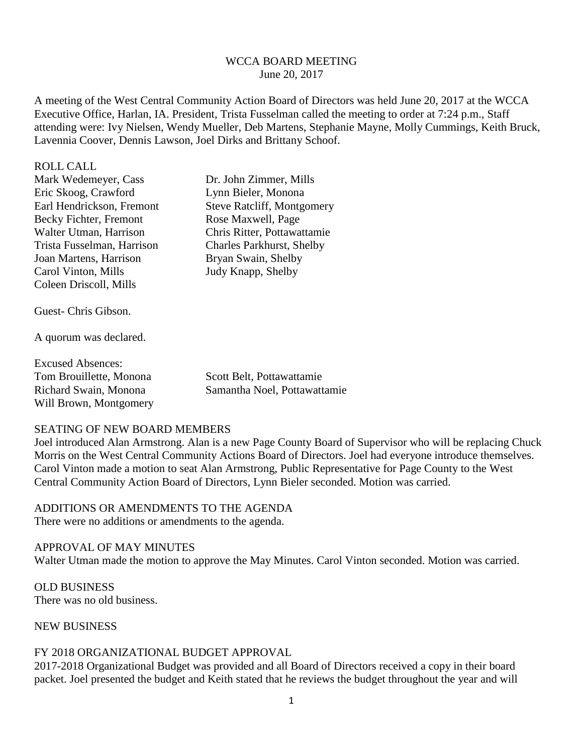WCCA BOARD MEETING
June 20, 2017

A meeting of the West Central Community Action Board of Directors was held June 20, 2017 at the WCCA Executive Office, Harlan, IA. President, Trista Fusselman called the meeting to order at 7:24 p.m., Staff attending were: Ivy Nielsen, Wendy Mueller, Deb Martens, Stephanie Mayne, Molly Cummings, Keith Bruck, Lavennia Coover, Dennis Lawson, Joel Dirks and Brittany Schoof.

ROLL CALL

Mark Wedemeyer, Cass
Eric Skoog, Crawford
Earl Hendrickson, Fremont
Becky Fichter, Fremont
Walter Utman, Harrison
Trista Fusselman, Harrison
Joan Martens, Harrison
Carol Vinton, Mills
Coleen Driscoll, Mills
Dr. John Zimmer, Mills
Lynn Bieler, Monona
Steve Ratcliff, Montgomery
Rose Maxwell, Page
Chris Ritter, Pottawattamie
Charles Parkhurst, Shelby
Bryan Swain, Shelby
Judy Knapp, Shelby

Guest- Chris Gibson.

A quorum was declared.

Excused Absences:
Tom Brouillette, Monona
Richard Swain, Monona
Will Brown, Montgomery
Scott Belt, Pottawattamie
Samantha Noel, Pottawattamie

SEATING OF NEW BOARD MEMBERS

Joel introduced Alan Armstrong. Alan is a new Page County Board of Supervisor who will be replacing Chuck Morris on the West Central Community Actions Board of Directors. Joel had everyone introduce themselves. Carol Vinton made a motion to seat Alan Armstrong, Public Representative for Page County to the West Central Community Action Board of Directors, Lynn Bieler seconded. Motion was carried.

ADDITIONS OR AMENDMENTS TO THE AGENDA

There were no additions or amendments to the agenda.

APPROVAL OF MAY MINUTES

Walter Utman made the motion to approve the May Minutes. Carol Vinton seconded. Motion was carried.

OLD BUSINESS

There was no old business.

NEW BUSINESS

FY 2018 ORGANIZATIONAL BUDGET APPROVAL

2017-2018 Organizational Budget was provided and all Board of Directors received a copy in their board packet. Joel presented the budget and Keith stated that he reviews the budget throughout the year and will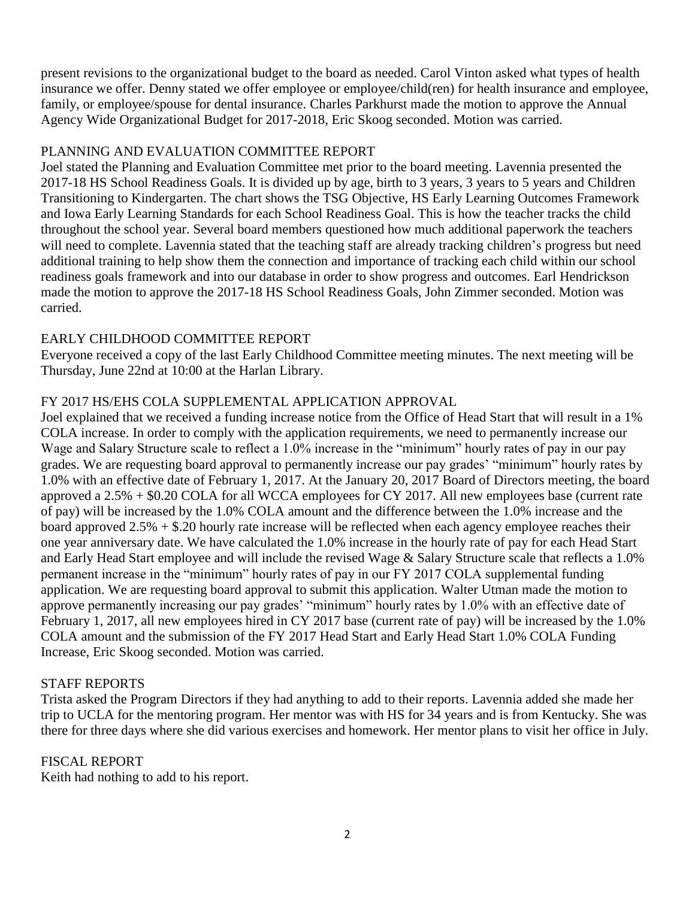present revisions to the organizational budget to the board as needed. Carol Vinton asked what types of health insurance we offer. Denny stated we offer employee or employee/child(ren) for health insurance and employee, family, or employee/spouse for dental insurance. Charles Parkhurst made the motion to approve the Annual Agency Wide Organizational Budget for 2017-2018, Eric Skoog seconded. Motion was carried.

PLANNING AND EVALUATION COMMITTEE REPORT

Joel stated the Planning and Evaluation Committee met prior to the board meeting. Lavennia presented the 2017-18 HS School Readiness Goals. It is divided up by age, birth to 3 years, 3 years to 5 years and Children Transitioning to Kindergarten. The chart shows the TSG Objective, HS Early Learning Outcomes Framework and Iowa Early Learning Standards for each School Readiness Goal. This is how the teacher tracks the child throughout the school year. Several board members questioned how much additional paperwork the teachers will need to complete. Lavennia stated that the teaching staff are already tracking children's progress but need additional training to help show them the connection and importance of tracking each child within our school readiness goals framework and into our database in order to show progress and outcomes. Earl Hendrickson made the motion to approve the 2017-18 HS School Readiness Goals, John Zimmer seconded. Motion was carried.

EARLY CHILDHOOD COMMITTEE REPORT

Everyone received a copy of the last Early Childhood Committee meeting minutes. The next meeting will be Thursday, June 22nd at 10:00 at the Harlan Library.

FY 2017 HS/EHS COLA SUPPLEMENTAL APPLICATION APPROVAL

Joel explained that we received a funding increase notice from the Office of Head Start that will result in a 1% COLA increase. In order to comply with the application requirements, we need to permanently increase our Wage and Salary Structure scale to reflect a 1.0% increase in the "minimum" hourly rates of pay in our pay grades. We are requesting board approval to permanently increase our pay grades' "minimum" hourly rates by 1.0% with an effective date of February 1, 2017. At the January 20, 2017 Board of Directors meeting, the board approved a 2.5% + $0.20 COLA for all WCCA employees for CY 2017. All new employees base (current rate of pay) will be increased by the 1.0% COLA amount and the difference between the 1.0% increase and the board approved 2.5% + $.20 hourly rate increase will be reflected when each agency employee reaches their one year anniversary date. We have calculated the 1.0% increase in the hourly rate of pay for each Head Start and Early Head Start employee and will include the revised Wage & Salary Structure scale that reflects a 1.0% permanent increase in the "minimum" hourly rates of pay in our FY 2017 COLA supplemental funding application. We are requesting board approval to submit this application. Walter Utman made the motion to approve permanently increasing our pay grades' "minimum" hourly rates by 1.0% with an effective date of February 1, 2017, all new employees hired in CY 2017 base (current rate of pay) will be increased by the 1.0% COLA amount and the submission of the FY 2017 Head Start and Early Head Start 1.0% COLA Funding Increase, Eric Skoog seconded. Motion was carried.

STAFF REPORTS

Trista asked the Program Directors if they had anything to add to their reports. Lavennia added she made her trip to UCLA for the mentoring program. Her mentor was with HS for 34 years and is from Kentucky. She was there for three days where she did various exercises and homework. Her mentor plans to visit her office in July.

FISCAL REPORT

Keith had nothing to add to his report.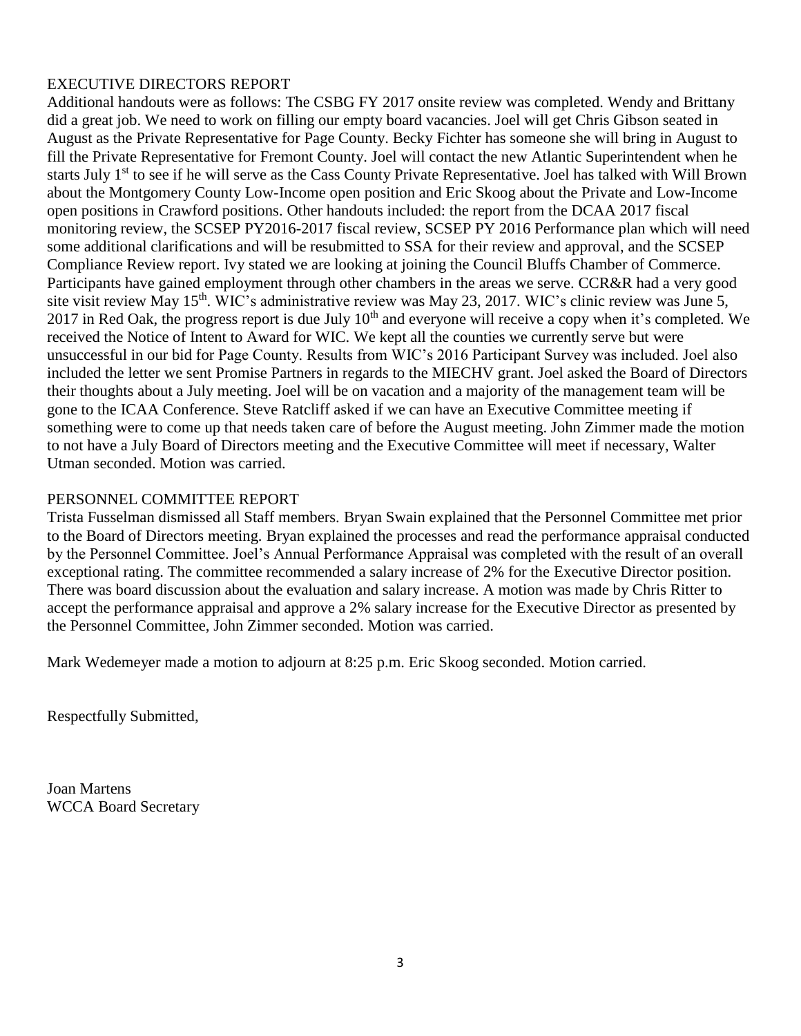EXECUTIVE DIRECTORS REPORT

Additional handouts were as follows: The CSBG FY 2017 onsite review was completed. Wendy and Brittany did a great job. We need to work on filling our empty board vacancies. Joel will get Chris Gibson seated in August as the Private Representative for Page County. Becky Fichter has someone she will bring in August to fill the Private Representative for Fremont County. Joel will contact the new Atlantic Superintendent when he starts July 1st to see if he will serve as the Cass County Private Representative. Joel has talked with Will Brown about the Montgomery County Low-Income open position and Eric Skoog about the Private and Low-Income open positions in Crawford positions. Other handouts included: the report from the DCAA 2017 fiscal monitoring review, the SCSEP PY2016-2017 fiscal review, SCSEP PY 2016 Performance plan which will need some additional clarifications and will be resubmitted to SSA for their review and approval, and the SCSEP Compliance Review report. Ivy stated we are looking at joining the Council Bluffs Chamber of Commerce. Participants have gained employment through other chambers in the areas we serve. CCR&R had a very good site visit review May 15th. WIC's administrative review was May 23, 2017. WIC's clinic review was June 5, 2017 in Red Oak, the progress report is due July 10th and everyone will receive a copy when it's completed. We received the Notice of Intent to Award for WIC. We kept all the counties we currently serve but were unsuccessful in our bid for Page County. Results from WIC's 2016 Participant Survey was included. Joel also included the letter we sent Promise Partners in regards to the MIECHV grant. Joel asked the Board of Directors their thoughts about a July meeting. Joel will be on vacation and a majority of the management team will be gone to the ICAA Conference. Steve Ratcliff asked if we can have an Executive Committee meeting if something were to come up that needs taken care of before the August meeting. John Zimmer made the motion to not have a July Board of Directors meeting and the Executive Committee will meet if necessary, Walter Utman seconded. Motion was carried.

PERSONNEL COMMITTEE REPORT

Trista Fusselman dismissed all Staff members. Bryan Swain explained that the Personnel Committee met prior to the Board of Directors meeting. Bryan explained the processes and read the performance appraisal conducted by the Personnel Committee. Joel's Annual Performance Appraisal was completed with the result of an overall exceptional rating. The committee recommended a salary increase of 2% for the Executive Director position. There was board discussion about the evaluation and salary increase. A motion was made by Chris Ritter to accept the performance appraisal and approve a 2% salary increase for the Executive Director as presented by the Personnel Committee, John Zimmer seconded. Motion was carried.

Mark Wedemeyer made a motion to adjourn at 8:25 p.m. Eric Skoog seconded. Motion carried.

Respectfully Submitted,

Joan Martens  
WCCA Board Secretary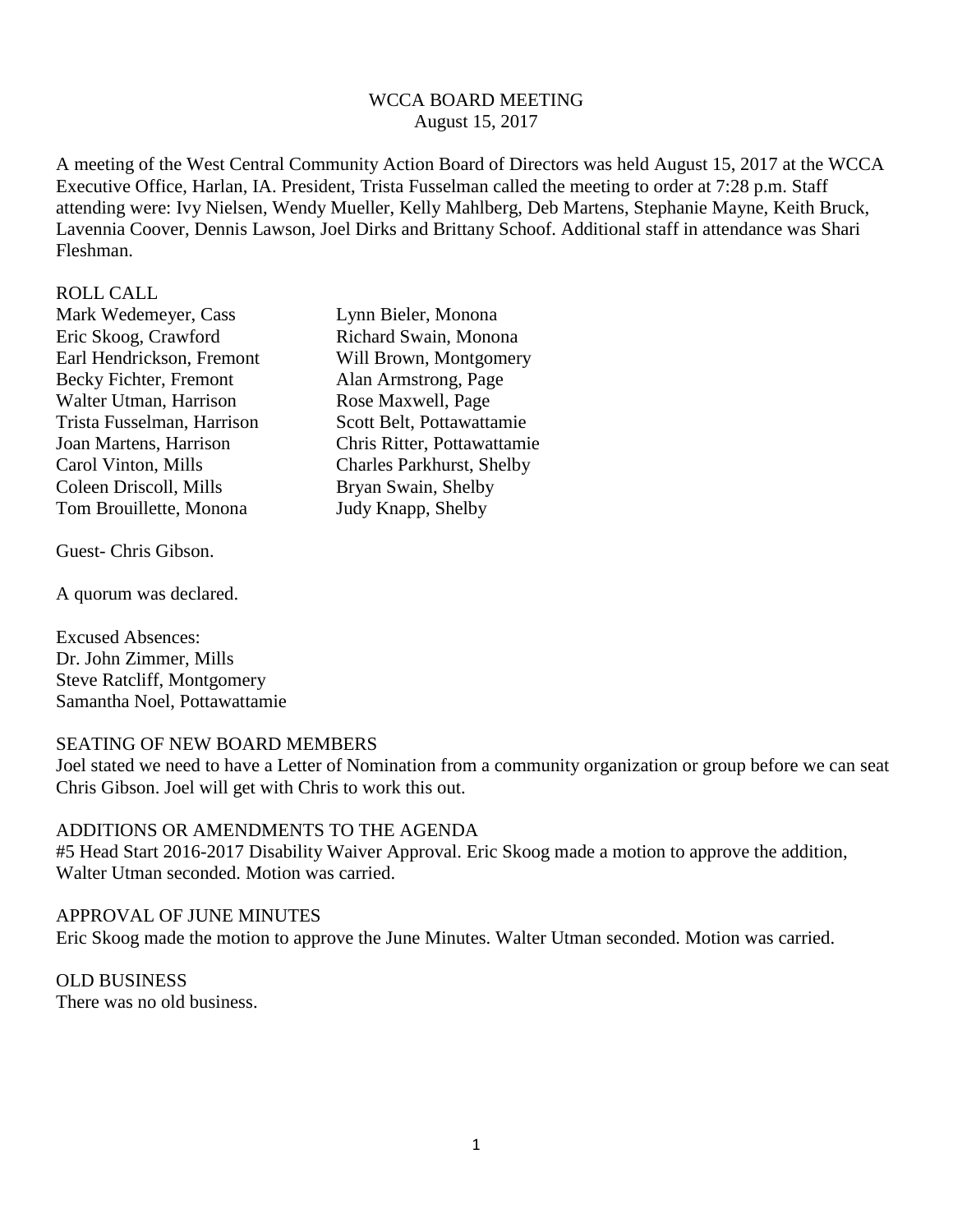# WCCA BOARD MEETING

August 15, 2017

A meeting of the West Central Community Action Board of Directors was held August 15, 2017 at the WCCA Executive Office, Harlan, IA. President, Trista Fusselman called the meeting to order at 7:28 p.m. Staff attending were: Ivy Nielsen, Wendy Mueller, Kelly Mahlberg, Deb Martens, Stephanie Mayne, Keith Bruck, Lavennia Coover, Dennis Lawson, Joel Dirks and Brittany Schoof. Additional staff in attendance was Shari Fleshman.

## ROLL CALL

Mark Wedemeyer, Cass
Eric Skoog, Crawford
Earl Hendrickson, Fremont
Becky Fichter, Fremont
Walter Utman, Harrison
Trista Fusselman, Harrison
Joan Martens, Harrison
Carol Vinton, Mills
Coleen Driscoll, Mills
Tom Brouillette, Monona
Lynn Bieler, Monona
Richard Swain, Monona
Will Brown, Montgomery
Alan Armstrong, Page
Rose Maxwell, Page
Scott Belt, Pottawattamie
Chris Ritter, Pottawattamie
Charles Parkhurst, Shelby
Bryan Swain, Shelby
Judy Knapp, Shelby

Guest- Chris Gibson.

A quorum was declared.

Excused Absences:
Dr. John Zimmer, Mills
Steve Ratcliff, Montgomery
Samantha Noel, Pottawattamie

## SEATING OF NEW BOARD MEMBERS

Joel stated we need to have a Letter of Nomination from a community organization or group before we can seat Chris Gibson. Joel will get with Chris to work this out.

## ADDITIONS OR AMENDMENTS TO THE AGENDA

#5 Head Start 2016-2017 Disability Waiver Approval. Eric Skoog made a motion to approve the addition, Walter Utman seconded. Motion was carried.

## APPROVAL OF JUNE MINUTES

Eric Skoog made the motion to approve the June Minutes. Walter Utman seconded. Motion was carried.

## OLD BUSINESS

There was no old business.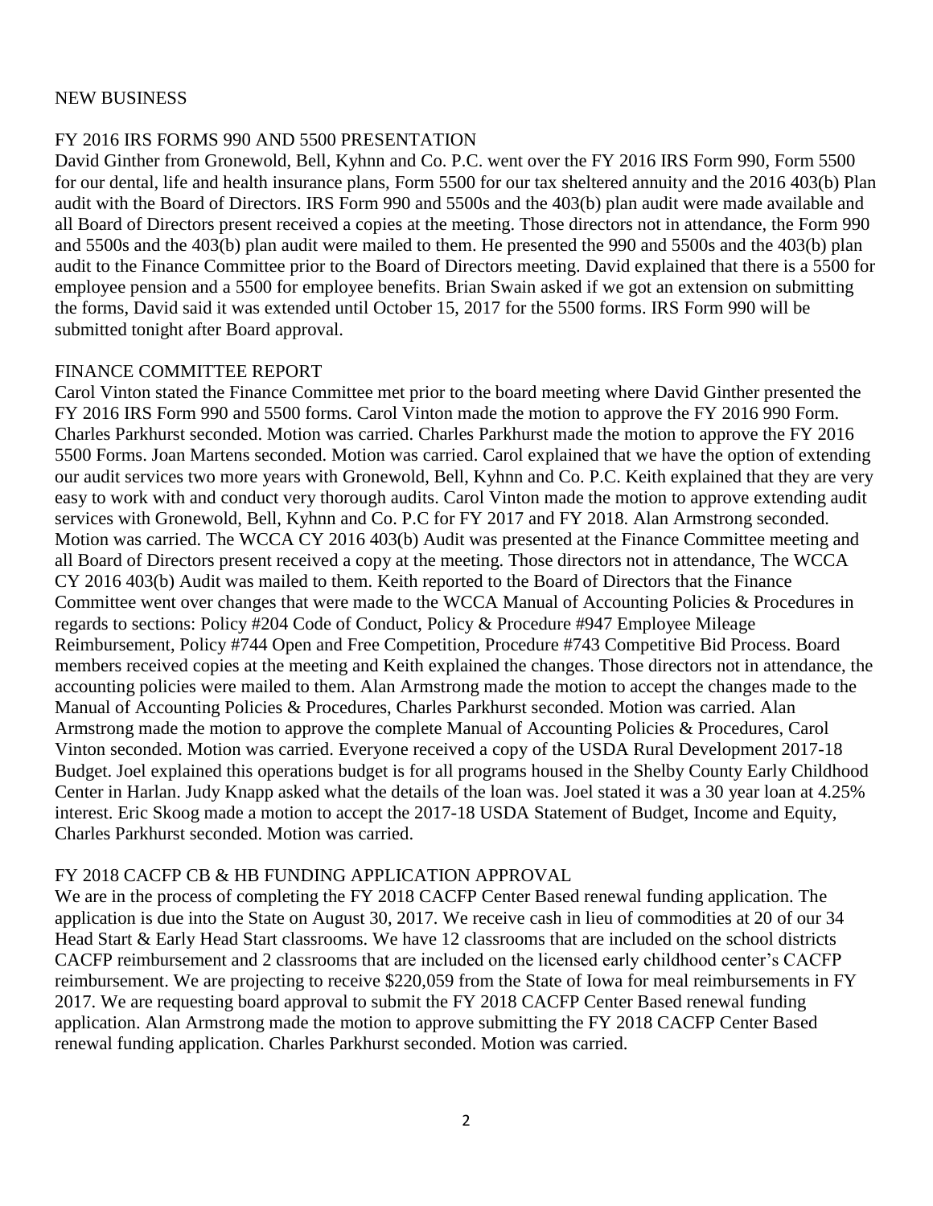## NEW BUSINESS

### FY 2016 IRS FORMS 990 AND 5500 PRESENTATION

David Ginther from Gronewold, Bell, Kyhnn and Co. P.C. went over the FY 2016 IRS Form 990, Form 5500 for our dental, life and health insurance plans, Form 5500 for our tax sheltered annuity and the 2016 403(b) Plan audit with the Board of Directors. IRS Form 990 and 5500s and the 403(b) plan audit were made available and all Board of Directors present received a copies at the meeting. Those directors not in attendance, the Form 990 and 5500s and the 403(b) plan audit were mailed to them. He presented the 990 and 5500s and the 403(b) plan audit to the Finance Committee prior to the Board of Directors meeting. David explained that there is a 5500 for employee pension and a 5500 for employee benefits. Brian Swain asked if we got an extension on submitting the forms, David said it was extended until October 15, 2017 for the 5500 forms. IRS Form 990 will be submitted tonight after Board approval.

### FINANCE COMMITTEE REPORT

Carol Vinton stated the Finance Committee met prior to the board meeting where David Ginther presented the FY 2016 IRS Form 990 and 5500 forms. Carol Vinton made the motion to approve the FY 2016 990 Form. Charles Parkhurst seconded. Motion was carried. Charles Parkhurst made the motion to approve the FY 2016 5500 Forms. Joan Martens seconded. Motion was carried. Carol explained that we have the option of extending our audit services two more years with Gronewold, Bell, Kyhnn and Co. P.C. Keith explained that they are very easy to work with and conduct very thorough audits. Carol Vinton made the motion to approve extending audit services with Gronewold, Bell, Kyhnn and Co. P.C for FY 2017 and FY 2018. Alan Armstrong seconded. Motion was carried. The WCCA CY 2016 403(b) Audit was presented at the Finance Committee meeting and all Board of Directors present received a copy at the meeting. Those directors not in attendance, The WCCA CY 2016 403(b) Audit was mailed to them. Keith reported to the Board of Directors that the Finance Committee went over changes that were made to the WCCA Manual of Accounting Policies & Procedures in regards to sections: Policy #204 Code of Conduct, Policy & Procedure #947 Employee Mileage Reimbursement, Policy #744 Open and Free Competition, Procedure #743 Competitive Bid Process. Board members received copies at the meeting and Keith explained the changes. Those directors not in attendance, the accounting policies were mailed to them. Alan Armstrong made the motion to accept the changes made to the Manual of Accounting Policies & Procedures, Charles Parkhurst seconded. Motion was carried. Alan Armstrong made the motion to approve the complete Manual of Accounting Policies & Procedures, Carol Vinton seconded. Motion was carried. Everyone received a copy of the USDA Rural Development 2017-18 Budget. Joel explained this operations budget is for all programs housed in the Shelby County Early Childhood Center in Harlan. Judy Knapp asked what the details of the loan was. Joel stated it was a 30 year loan at 4.25% interest. Eric Skoog made a motion to accept the 2017-18 USDA Statement of Budget, Income and Equity, Charles Parkhurst seconded. Motion was carried.

### FY 2018 CACFP CB & HB FUNDING APPLICATION APPROVAL

We are in the process of completing the FY 2018 CACFP Center Based renewal funding application. The application is due into the State on August 30, 2017. We receive cash in lieu of commodities at 20 of our 34 Head Start & Early Head Start classrooms. We have 12 classrooms that are included on the school districts CACFP reimbursement and 2 classrooms that are included on the licensed early childhood center's CACFP reimbursement. We are projecting to receive $220,059 from the State of Iowa for meal reimbursements in FY 2017. We are requesting board approval to submit the FY 2018 CACFP Center Based renewal funding application. Alan Armstrong made the motion to approve submitting the FY 2018 CACFP Center Based renewal funding application. Charles Parkhurst seconded. Motion was carried.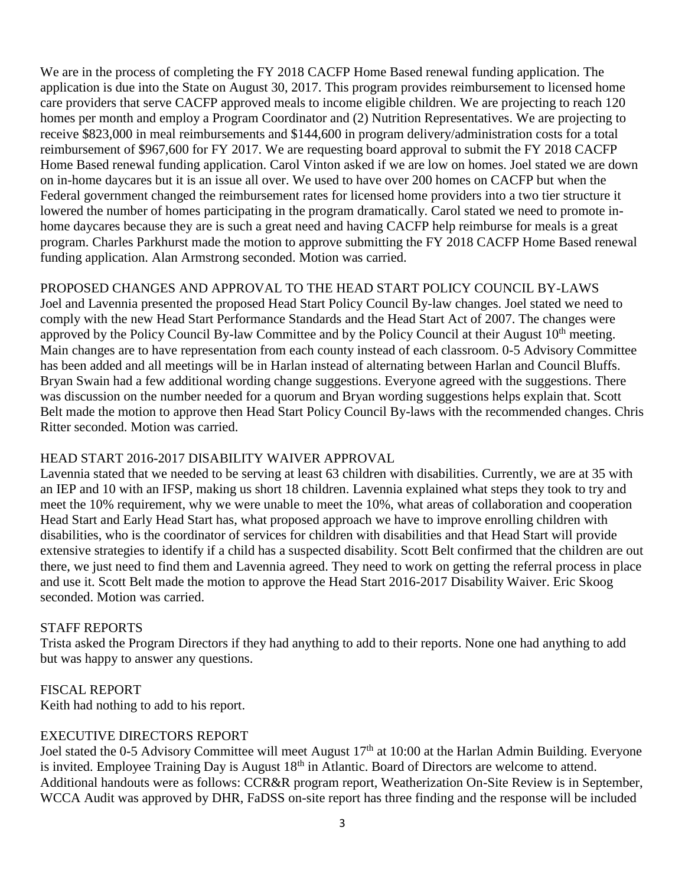We are in the process of completing the FY 2018 CACFP Home Based renewal funding application. The application is due into the State on August 30, 2017. This program provides reimbursement to licensed home care providers that serve CACFP approved meals to income eligible children. We are projecting to reach 120 homes per month and employ a Program Coordinator and (2) Nutrition Representatives. We are projecting to receive $823,000 in meal reimbursements and $144,600 in program delivery/administration costs for a total reimbursement of $967,600 for FY 2017. We are requesting board approval to submit the FY 2018 CACFP Home Based renewal funding application. Carol Vinton asked if we are low on homes. Joel stated we are down on in-home daycares but it is an issue all over. We used to have over 200 homes on CACFP but when the Federal government changed the reimbursement rates for licensed home providers into a two tier structure it lowered the number of homes participating in the program dramatically. Carol stated we need to promote in-home daycares because they are is such a great need and having CACFP help reimburse for meals is a great program. Charles Parkhurst made the motion to approve submitting the FY 2018 CACFP Home Based renewal funding application. Alan Armstrong seconded. Motion was carried.

PROPOSED CHANGES AND APPROVAL TO THE HEAD START POLICY COUNCIL BY-LAWS

Joel and Lavennia presented the proposed Head Start Policy Council By-law changes. Joel stated we need to comply with the new Head Start Performance Standards and the Head Start Act of 2007. The changes were approved by the Policy Council By-law Committee and by the Policy Council at their August 10th meeting. Main changes are to have representation from each county instead of each classroom. 0-5 Advisory Committee has been added and all meetings will be in Harlan instead of alternating between Harlan and Council Bluffs. Bryan Swain had a few additional wording change suggestions. Everyone agreed with the suggestions. There was discussion on the number needed for a quorum and Bryan wording suggestions helps explain that. Scott Belt made the motion to approve then Head Start Policy Council By-laws with the recommended changes. Chris Ritter seconded. Motion was carried.

HEAD START 2016-2017 DISABILITY WAIVER APPROVAL

Lavennia stated that we needed to be serving at least 63 children with disabilities. Currently, we are at 35 with an IEP and 10 with an IFSP, making us short 18 children. Lavennia explained what steps they took to try and meet the 10% requirement, why we were unable to meet the 10%, what areas of collaboration and cooperation Head Start and Early Head Start has, what proposed approach we have to improve enrolling children with disabilities, who is the coordinator of services for children with disabilities and that Head Start will provide extensive strategies to identify if a child has a suspected disability. Scott Belt confirmed that the children are out there, we just need to find them and Lavennia agreed. They need to work on getting the referral process in place and use it. Scott Belt made the motion to approve the Head Start 2016-2017 Disability Waiver. Eric Skoog seconded. Motion was carried.

STAFF REPORTS

Trista asked the Program Directors if they had anything to add to their reports. None one had anything to add but was happy to answer any questions.

FISCAL REPORT

Keith had nothing to add to his report.

EXECUTIVE DIRECTORS REPORT

Joel stated the 0-5 Advisory Committee will meet August 17th at 10:00 at the Harlan Admin Building. Everyone is invited. Employee Training Day is August 18th in Atlantic. Board of Directors are welcome to attend. Additional handouts were as follows: CCR&R program report, Weatherization On-Site Review is in September, WCCA Audit was approved by DHR, FaDSS on-site report has three finding and the response will be included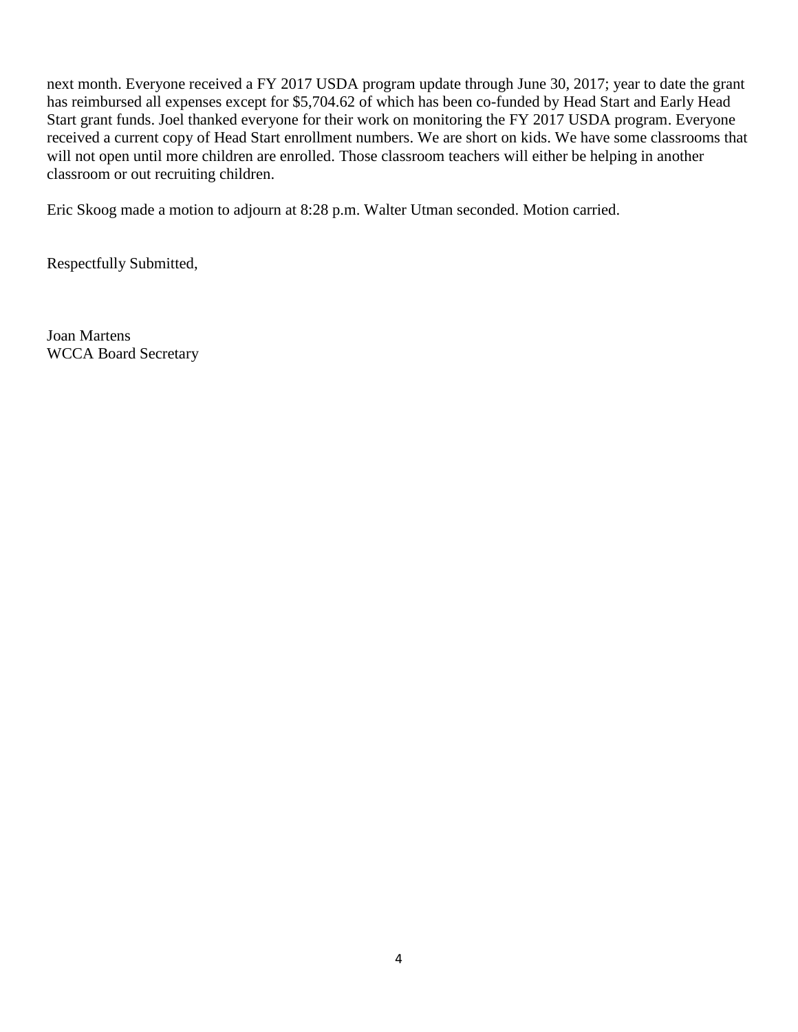next month. Everyone received a FY 2017 USDA program update through June 30, 2017; year to date the grant has reimbursed all expenses except for $5,704.62 of which has been co-funded by Head Start and Early Head Start grant funds. Joel thanked everyone for their work on monitoring the FY 2017 USDA program. Everyone received a current copy of Head Start enrollment numbers. We are short on kids. We have some classrooms that will not open until more children are enrolled. Those classroom teachers will either be helping in another classroom or out recruiting children.

Eric Skoog made a motion to adjourn at 8:28 p.m. Walter Utman seconded. Motion carried.

Respectfully Submitted,

Joan Martens  
WCCA Board Secretary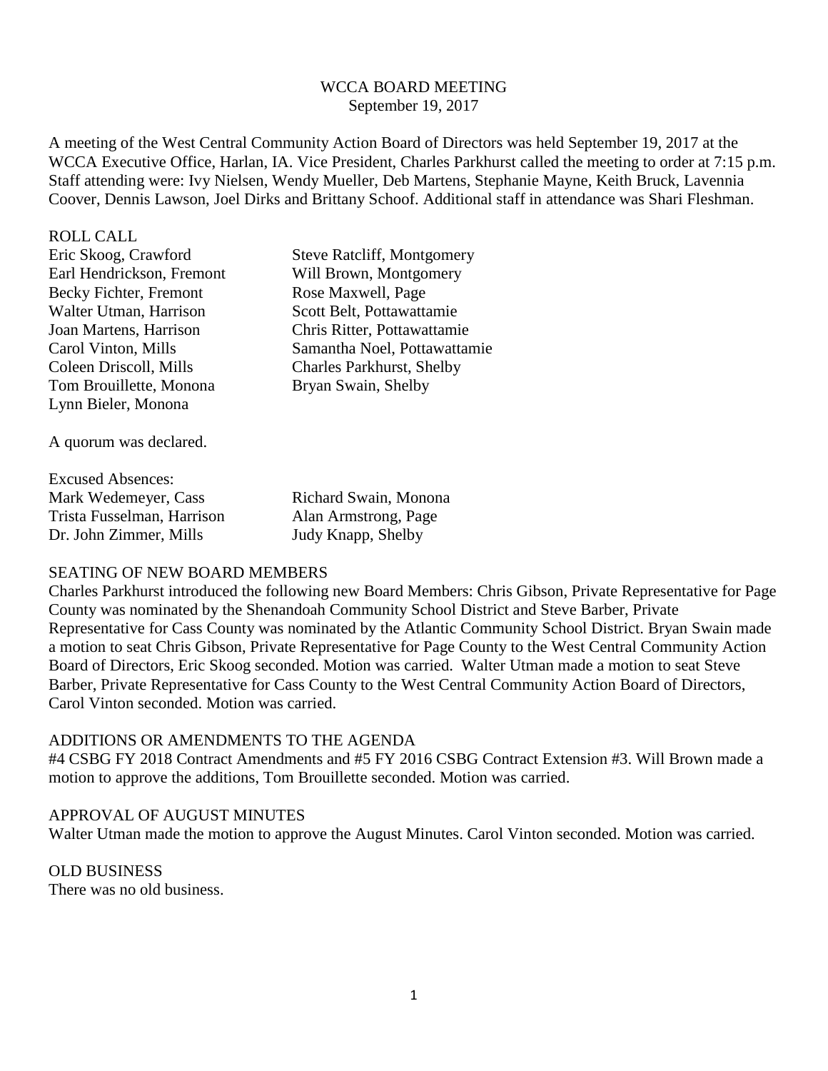# WCCA BOARD MEETING
September 19, 2017

A meeting of the West Central Community Action Board of Directors was held September 19, 2017 at the WCCA Executive Office, Harlan, IA. Vice President, Charles Parkhurst called the meeting to order at 7:15 p.m. Staff attending were: Ivy Nielsen, Wendy Mueller, Deb Martens, Stephanie Mayne, Keith Bruck, Lavennia Coover, Dennis Lawson, Joel Dirks and Brittany Schoof. Additional staff in attendance was Shari Fleshman.

ROLL CALL

| | |
|---|---|
| Eric Skoog, Crawford | Steve Ratcliff, Montgomery |
| Earl Hendrickson, Fremont | Will Brown, Montgomery |
| Becky Fichter, Fremont | Rose Maxwell, Page |
| Walter Utman, Harrison | Scott Belt, Pottawattamie |
| Joan Martens, Harrison | Chris Ritter, Pottawattamie |
| Carol Vinton, Mills | Samantha Noel, Pottawattamie |
| Coleen Driscoll, Mills | Charles Parkhurst, Shelby |
| Tom Brouillette, Monona | Bryan Swain, Shelby |
| Lynn Bieler, Monona | |

A quorum was declared.

Excused Absences:

| | |
|---|---|
| Mark Wedemeyer, Cass | Richard Swain, Monona |
| Trista Fusselman, Harrison | Alan Armstrong, Page |
| Dr. John Zimmer, Mills | Judy Knapp, Shelby |

SEATING OF NEW BOARD MEMBERS

Charles Parkhurst introduced the following new Board Members: Chris Gibson, Private Representative for Page County was nominated by the Shenandoah Community School District and Steve Barber, Private Representative for Cass County was nominated by the Atlantic Community School District. Bryan Swain made a motion to seat Chris Gibson, Private Representative for Page County to the West Central Community Action Board of Directors, Eric Skoog seconded. Motion was carried. Walter Utman made a motion to seat Steve Barber, Private Representative for Cass County to the West Central Community Action Board of Directors, Carol Vinton seconded. Motion was carried.

ADDITIONS OR AMENDMENTS TO THE AGENDA

#4 CSBG FY 2018 Contract Amendments and #5 FY 2016 CSBG Contract Extension #3. Will Brown made a motion to approve the additions, Tom Brouillette seconded. Motion was carried.

APPROVAL OF AUGUST MINUTES

Walter Utman made the motion to approve the August Minutes. Carol Vinton seconded. Motion was carried.

OLD BUSINESS

There was no old business.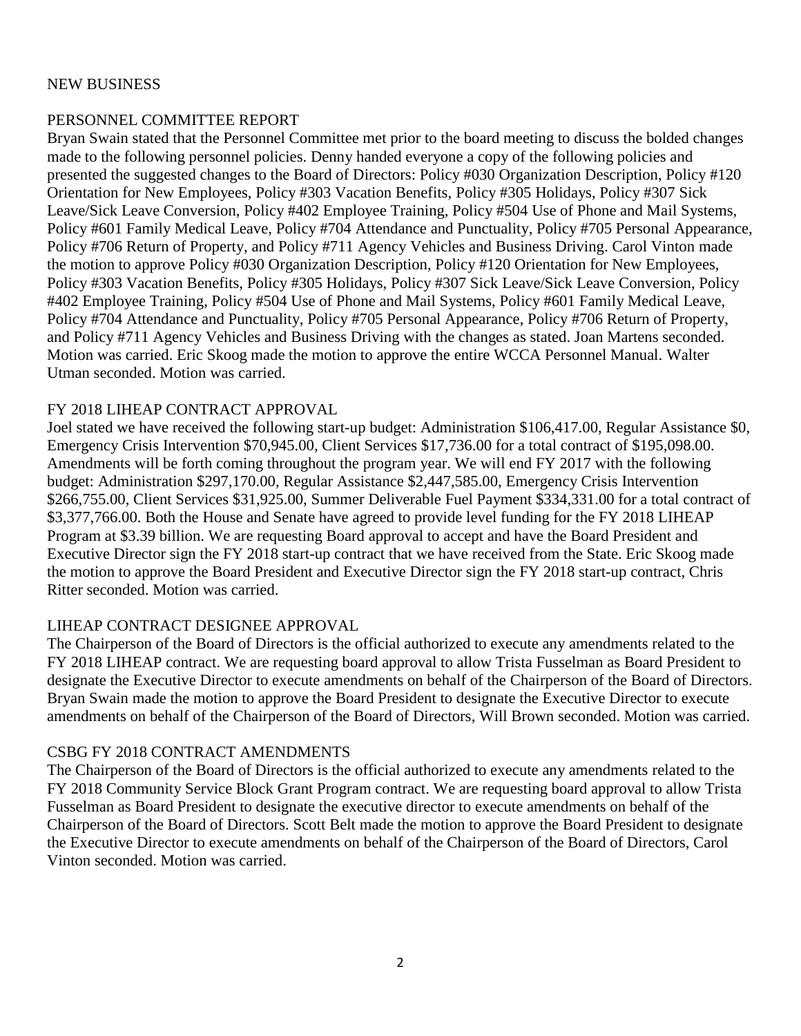NEW BUSINESS

PERSONNEL COMMITTEE REPORT

Bryan Swain stated that the Personnel Committee met prior to the board meeting to discuss the bolded changes made to the following personnel policies. Denny handed everyone a copy of the following policies and presented the suggested changes to the Board of Directors: Policy #030 Organization Description, Policy #120 Orientation for New Employees, Policy #303 Vacation Benefits, Policy #305 Holidays, Policy #307 Sick Leave/Sick Leave Conversion, Policy #402 Employee Training, Policy #504 Use of Phone and Mail Systems, Policy #601 Family Medical Leave, Policy #704 Attendance and Punctuality, Policy #705 Personal Appearance, Policy #706 Return of Property, and Policy #711 Agency Vehicles and Business Driving. Carol Vinton made the motion to approve Policy #030 Organization Description, Policy #120 Orientation for New Employees, Policy #303 Vacation Benefits, Policy #305 Holidays, Policy #307 Sick Leave/Sick Leave Conversion, Policy #402 Employee Training, Policy #504 Use of Phone and Mail Systems, Policy #601 Family Medical Leave, Policy #704 Attendance and Punctuality, Policy #705 Personal Appearance, Policy #706 Return of Property, and Policy #711 Agency Vehicles and Business Driving with the changes as stated. Joan Martens seconded. Motion was carried. Eric Skoog made the motion to approve the entire WCCA Personnel Manual. Walter Utman seconded. Motion was carried.

FY 2018 LIHEAP CONTRACT APPROVAL

Joel stated we have received the following start-up budget: Administration $106,417.00, Regular Assistance $0, Emergency Crisis Intervention $70,945.00, Client Services $17,736.00 for a total contract of $195,098.00. Amendments will be forth coming throughout the program year. We will end FY 2017 with the following budget: Administration $297,170.00, Regular Assistance $2,447,585.00, Emergency Crisis Intervention $266,755.00, Client Services $31,925.00, Summer Deliverable Fuel Payment $334,331.00 for a total contract of $3,377,766.00. Both the House and Senate have agreed to provide level funding for the FY 2018 LIHEAP Program at $3.39 billion. We are requesting Board approval to accept and have the Board President and Executive Director sign the FY 2018 start-up contract that we have received from the State. Eric Skoog made the motion to approve the Board President and Executive Director sign the FY 2018 start-up contract, Chris Ritter seconded. Motion was carried.

LIHEAP CONTRACT DESIGNEE APPROVAL

The Chairperson of the Board of Directors is the official authorized to execute any amendments related to the FY 2018 LIHEAP contract. We are requesting board approval to allow Trista Fusselman as Board President to designate the Executive Director to execute amendments on behalf of the Chairperson of the Board of Directors. Bryan Swain made the motion to approve the Board President to designate the Executive Director to execute amendments on behalf of the Chairperson of the Board of Directors, Will Brown seconded. Motion was carried.

CSBG FY 2018 CONTRACT AMENDMENTS

The Chairperson of the Board of Directors is the official authorized to execute any amendments related to the FY 2018 Community Service Block Grant Program contract. We are requesting board approval to allow Trista Fusselman as Board President to designate the executive director to execute amendments on behalf of the Chairperson of the Board of Directors. Scott Belt made the motion to approve the Board President to designate the Executive Director to execute amendments on behalf of the Chairperson of the Board of Directors, Carol Vinton seconded. Motion was carried.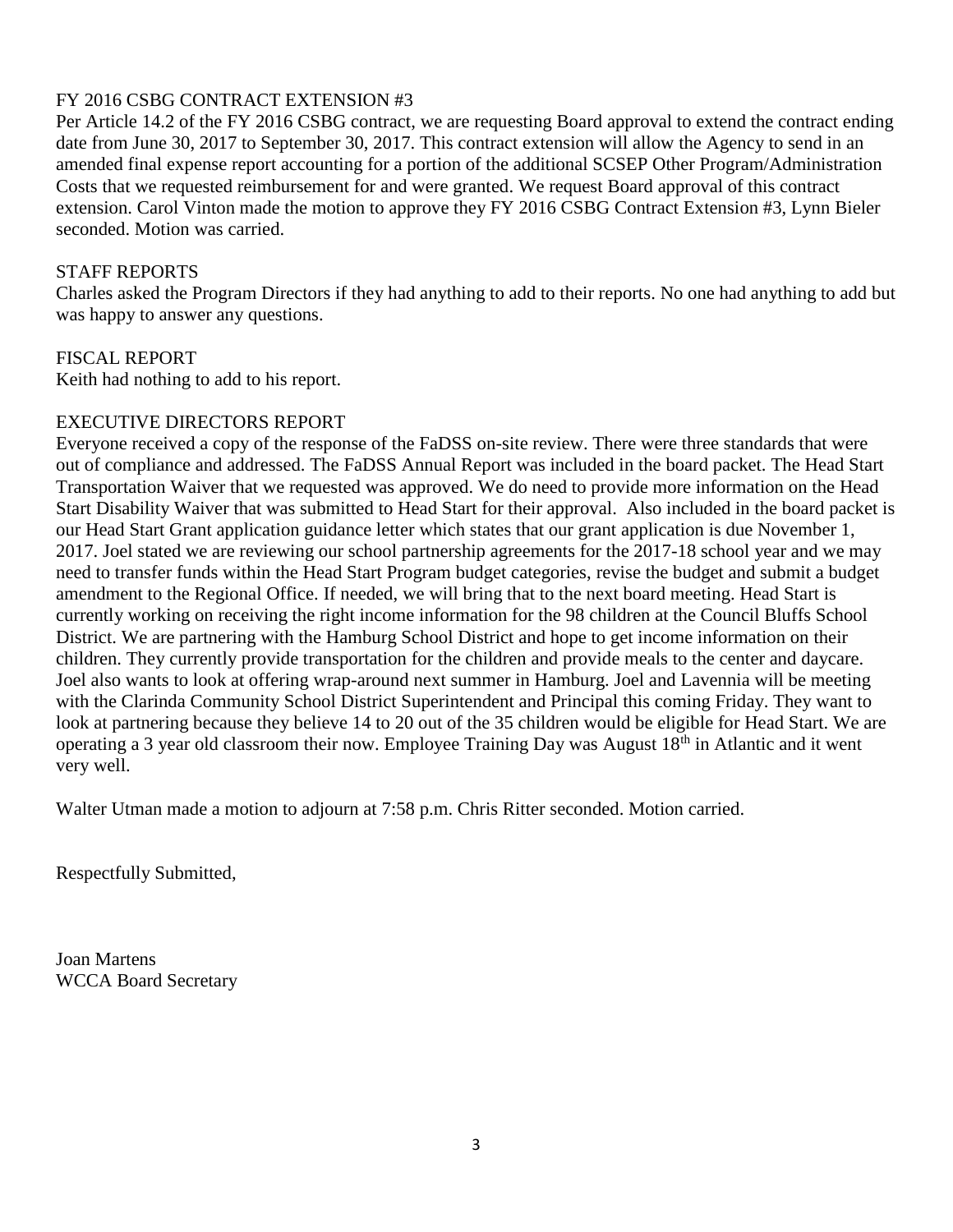FY 2016 CSBG CONTRACT EXTENSION #3

Per Article 14.2 of the FY 2016 CSBG contract, we are requesting Board approval to extend the contract ending date from June 30, 2017 to September 30, 2017. This contract extension will allow the Agency to send in an amended final expense report accounting for a portion of the additional SCSEP Other Program/Administration Costs that we requested reimbursement for and were granted. We request Board approval of this contract extension. Carol Vinton made the motion to approve they FY 2016 CSBG Contract Extension #3, Lynn Bieler seconded. Motion was carried.

STAFF REPORTS

Charles asked the Program Directors if they had anything to add to their reports. No one had anything to add but was happy to answer any questions.

FISCAL REPORT

Keith had nothing to add to his report.

EXECUTIVE DIRECTORS REPORT

Everyone received a copy of the response of the FaDSS on-site review. There were three standards that were out of compliance and addressed. The FaDSS Annual Report was included in the board packet. The Head Start Transportation Waiver that we requested was approved. We do need to provide more information on the Head Start Disability Waiver that was submitted to Head Start for their approval. Also included in the board packet is our Head Start Grant application guidance letter which states that our grant application is due November 1, 2017. Joel stated we are reviewing our school partnership agreements for the 2017-18 school year and we may need to transfer funds within the Head Start Program budget categories, revise the budget and submit a budget amendment to the Regional Office. If needed, we will bring that to the next board meeting. Head Start is currently working on receiving the right income information for the 98 children at the Council Bluffs School District. We are partnering with the Hamburg School District and hope to get income information on their children. They currently provide transportation for the children and provide meals to the center and daycare. Joel also wants to look at offering wrap-around next summer in Hamburg. Joel and Lavennia will be meeting with the Clarinda Community School District Superintendent and Principal this coming Friday. They want to look at partnering because they believe 14 to 20 out of the 35 children would be eligible for Head Start. We are operating a 3 year old classroom their now. Employee Training Day was August 18th in Atlantic and it went very well.

Walter Utman made a motion to adjourn at 7:58 p.m. Chris Ritter seconded. Motion carried.

Respectfully Submitted,

Joan Martens
WCCA Board Secretary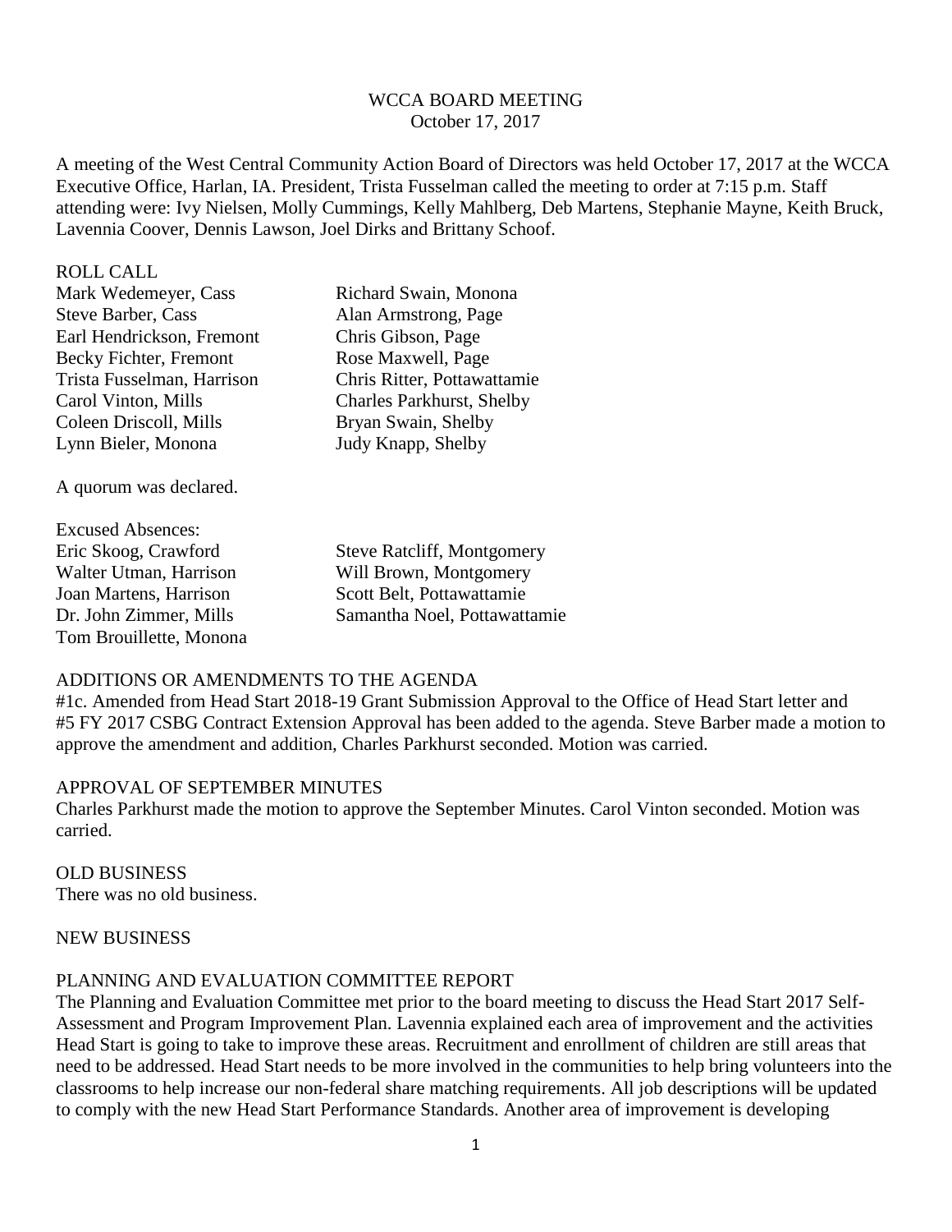# WCCA BOARD MEETING
October 17, 2017

A meeting of the West Central Community Action Board of Directors was held October 17, 2017 at the WCCA Executive Office, Harlan, IA. President, Trista Fusselman called the meeting to order at 7:15 p.m. Staff attending were: Ivy Nielsen, Molly Cummings, Kelly Mahlberg, Deb Martens, Stephanie Mayne, Keith Bruck, Lavennia Coover, Dennis Lawson, Joel Dirks and Brittany Schoof.

ROLL CALL

| | |
|---|---|
| Mark Wedemeyer, Cass | Richard Swain, Monona |
| Steve Barber, Cass | Alan Armstrong, Page |
| Earl Hendrickson, Fremont | Chris Gibson, Page |
| Becky Fichter, Fremont | Rose Maxwell, Page |
| Trista Fusselman, Harrison | Chris Ritter, Pottawattamie |
| Carol Vinton, Mills | Charles Parkhurst, Shelby |
| Coleen Driscoll, Mills | Bryan Swain, Shelby |
| Lynn Bieler, Monona | Judy Knapp, Shelby |

A quorum was declared.

Excused Absences:

| | |
|---|---|
| Eric Skoog, Crawford | Steve Ratcliff, Montgomery |
| Walter Utman, Harrison | Will Brown, Montgomery |
| Joan Martens, Harrison | Scott Belt, Pottawattamie |
| Dr. John Zimmer, Mills | Samantha Noel, Pottawattamie |
| Tom Brouillette, Monona | |

ADDITIONS OR AMENDMENTS TO THE AGENDA

#1c. Amended from Head Start 2018-19 Grant Submission Approval to the Office of Head Start letter and #5 FY 2017 CSBG Contract Extension Approval has been added to the agenda. Steve Barber made a motion to approve the amendment and addition, Charles Parkhurst seconded. Motion was carried.

APPROVAL OF SEPTEMBER MINUTES

Charles Parkhurst made the motion to approve the September Minutes. Carol Vinton seconded. Motion was carried.

OLD BUSINESS

There was no old business.

NEW BUSINESS

PLANNING AND EVALUATION COMMITTEE REPORT

The Planning and Evaluation Committee met prior to the board meeting to discuss the Head Start 2017 Self-Assessment and Program Improvement Plan. Lavennia explained each area of improvement and the activities Head Start is going to take to improve these areas. Recruitment and enrollment of children are still areas that need to be addressed. Head Start needs to be more involved in the communities to help bring volunteers into the classrooms to help increase our non-federal share matching requirements. All job descriptions will be updated to comply with the new Head Start Performance Standards. Another area of improvement is developing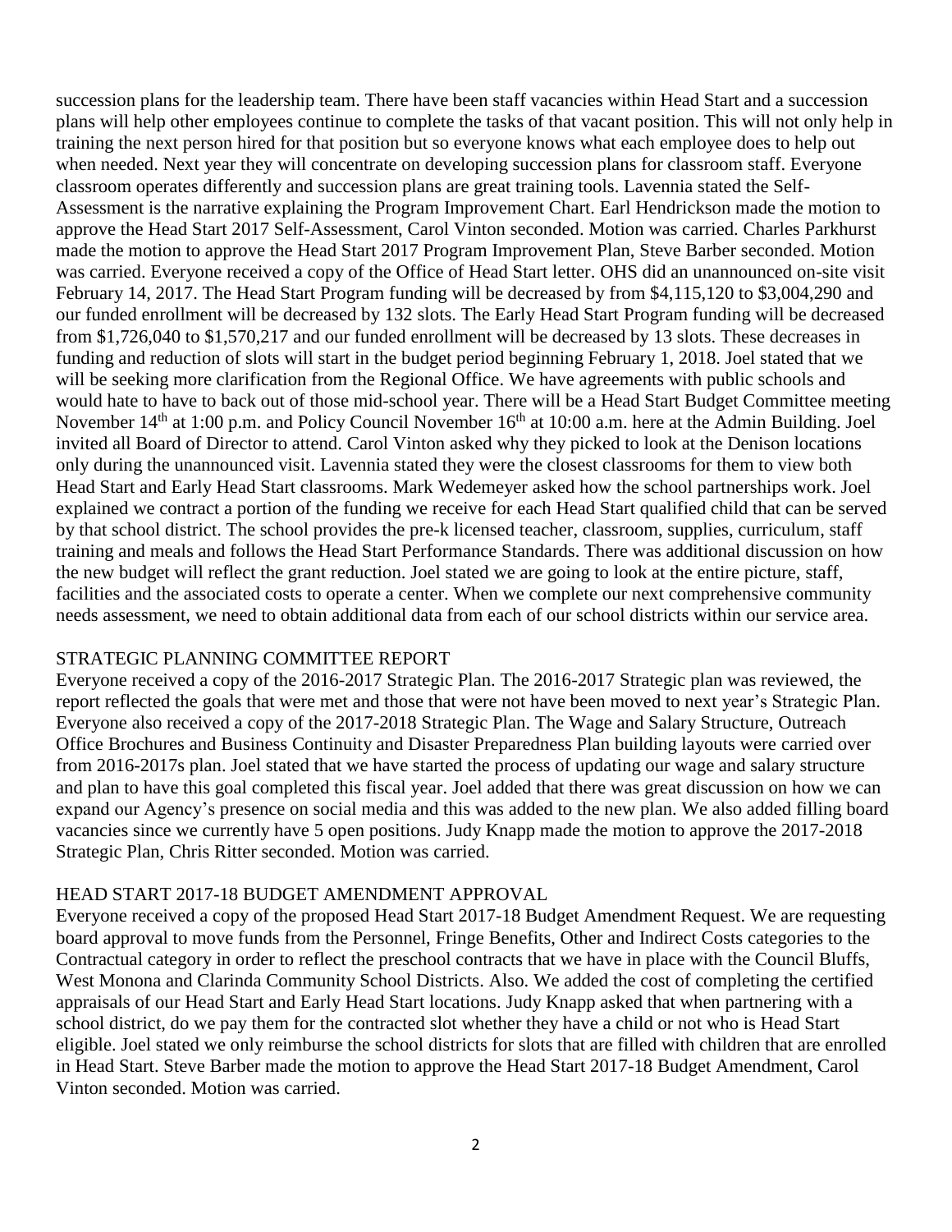succession plans for the leadership team. There have been staff vacancies within Head Start and a succession plans will help other employees continue to complete the tasks of that vacant position. This will not only help in training the next person hired for that position but so everyone knows what each employee does to help out when needed. Next year they will concentrate on developing succession plans for classroom staff. Everyone classroom operates differently and succession plans are great training tools. Lavennia stated the Self-Assessment is the narrative explaining the Program Improvement Chart. Earl Hendrickson made the motion to approve the Head Start 2017 Self-Assessment, Carol Vinton seconded. Motion was carried. Charles Parkhurst made the motion to approve the Head Start 2017 Program Improvement Plan, Steve Barber seconded. Motion was carried. Everyone received a copy of the Office of Head Start letter. OHS did an unannounced on-site visit February 14, 2017. The Head Start Program funding will be decreased by from $4,115,120 to $3,004,290 and our funded enrollment will be decreased by 132 slots. The Early Head Start Program funding will be decreased from $1,726,040 to $1,570,217 and our funded enrollment will be decreased by 13 slots. These decreases in funding and reduction of slots will start in the budget period beginning February 1, 2018. Joel stated that we will be seeking more clarification from the Regional Office. We have agreements with public schools and would hate to have to back out of those mid-school year. There will be a Head Start Budget Committee meeting November 14th at 1:00 p.m. and Policy Council November 16th at 10:00 a.m. here at the Admin Building. Joel invited all Board of Director to attend. Carol Vinton asked why they picked to look at the Denison locations only during the unannounced visit. Lavennia stated they were the closest classrooms for them to view both Head Start and Early Head Start classrooms. Mark Wedemeyer asked how the school partnerships work. Joel explained we contract a portion of the funding we receive for each Head Start qualified child that can be served by that school district. The school provides the pre-k licensed teacher, classroom, supplies, curriculum, staff training and meals and follows the Head Start Performance Standards. There was additional discussion on how the new budget will reflect the grant reduction. Joel stated we are going to look at the entire picture, staff, facilities and the associated costs to operate a center. When we complete our next comprehensive community needs assessment, we need to obtain additional data from each of our school districts within our service area.

## STRATEGIC PLANNING COMMITTEE REPORT

Everyone received a copy of the 2016-2017 Strategic Plan. The 2016-2017 Strategic plan was reviewed, the report reflected the goals that were met and those that were not have been moved to next year's Strategic Plan. Everyone also received a copy of the 2017-2018 Strategic Plan. The Wage and Salary Structure, Outreach Office Brochures and Business Continuity and Disaster Preparedness Plan building layouts were carried over from 2016-2017s plan. Joel stated that we have started the process of updating our wage and salary structure and plan to have this goal completed this fiscal year. Joel added that there was great discussion on how we can expand our Agency's presence on social media and this was added to the new plan. We also added filling board vacancies since we currently have 5 open positions. Judy Knapp made the motion to approve the 2017-2018 Strategic Plan, Chris Ritter seconded. Motion was carried.

## HEAD START 2017-18 BUDGET AMENDMENT APPROVAL

Everyone received a copy of the proposed Head Start 2017-18 Budget Amendment Request. We are requesting board approval to move funds from the Personnel, Fringe Benefits, Other and Indirect Costs categories to the Contractual category in order to reflect the preschool contracts that we have in place with the Council Bluffs, West Monona and Clarinda Community School Districts. Also. We added the cost of completing the certified appraisals of our Head Start and Early Head Start locations. Judy Knapp asked that when partnering with a school district, do we pay them for the contracted slot whether they have a child or not who is Head Start eligible. Joel stated we only reimburse the school districts for slots that are filled with children that are enrolled in Head Start. Steve Barber made the motion to approve the Head Start 2017-18 Budget Amendment, Carol Vinton seconded. Motion was carried.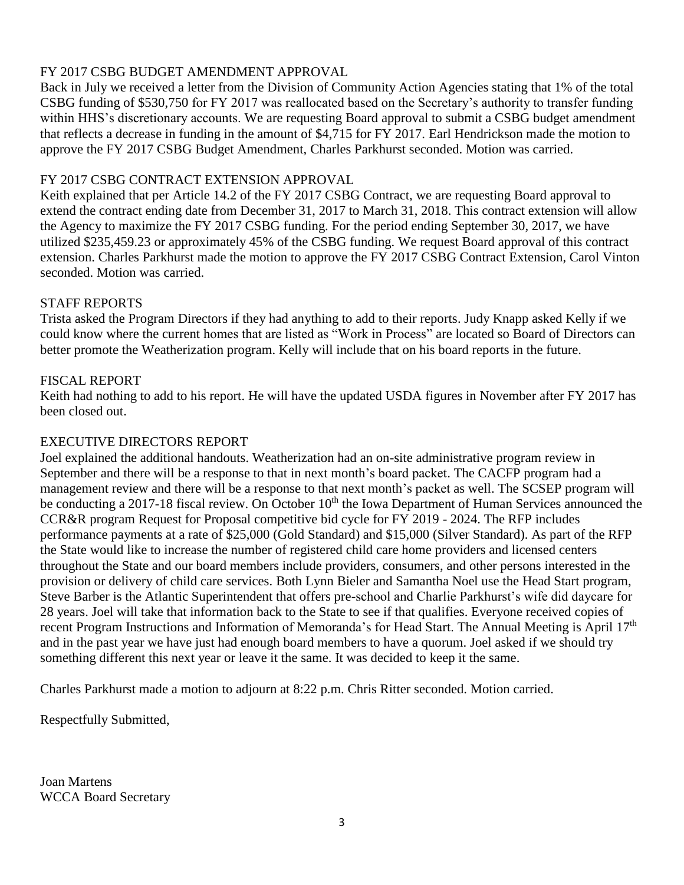## FY 2017 CSBG BUDGET AMENDMENT APPROVAL

Back in July we received a letter from the Division of Community Action Agencies stating that 1% of the total CSBG funding of $530,750 for FY 2017 was reallocated based on the Secretary's authority to transfer funding within HHS's discretionary accounts. We are requesting Board approval to submit a CSBG budget amendment that reflects a decrease in funding in the amount of $4,715 for FY 2017. Earl Hendrickson made the motion to approve the FY 2017 CSBG Budget Amendment, Charles Parkhurst seconded. Motion was carried.

## FY 2017 CSBG CONTRACT EXTENSION APPROVAL

Keith explained that per Article 14.2 of the FY 2017 CSBG Contract, we are requesting Board approval to extend the contract ending date from December 31, 2017 to March 31, 2018. This contract extension will allow the Agency to maximize the FY 2017 CSBG funding. For the period ending September 30, 2017, we have utilized $235,459.23 or approximately 45% of the CSBG funding. We request Board approval of this contract extension. Charles Parkhurst made the motion to approve the FY 2017 CSBG Contract Extension, Carol Vinton seconded. Motion was carried.

## STAFF REPORTS

Trista asked the Program Directors if they had anything to add to their reports. Judy Knapp asked Kelly if we could know where the current homes that are listed as "Work in Process" are located so Board of Directors can better promote the Weatherization program. Kelly will include that on his board reports in the future.

## FISCAL REPORT

Keith had nothing to add to his report. He will have the updated USDA figures in November after FY 2017 has been closed out.

## EXECUTIVE DIRECTORS REPORT

Joel explained the additional handouts. Weatherization had an on-site administrative program review in September and there will be a response to that in next month's board packet. The CACFP program had a management review and there will be a response to that next month's packet as well. The SCSEP program will be conducting a 2017-18 fiscal review. On October 10th the Iowa Department of Human Services announced the CCR&R program Request for Proposal competitive bid cycle for FY 2019 - 2024. The RFP includes performance payments at a rate of $25,000 (Gold Standard) and $15,000 (Silver Standard). As part of the RFP the State would like to increase the number of registered child care home providers and licensed centers throughout the State and our board members include providers, consumers, and other persons interested in the provision or delivery of child care services. Both Lynn Bieler and Samantha Noel use the Head Start program, Steve Barber is the Atlantic Superintendent that offers pre-school and Charlie Parkhurst's wife did daycare for 28 years. Joel will take that information back to the State to see if that qualifies. Everyone received copies of recent Program Instructions and Information of Memoranda's for Head Start. The Annual Meeting is April 17th and in the past year we have just had enough board members to have a quorum. Joel asked if we should try something different this next year or leave it the same. It was decided to keep it the same.

Charles Parkhurst made a motion to adjourn at 8:22 p.m. Chris Ritter seconded. Motion carried.

Respectfully Submitted,

Joan Martens
WCCA Board Secretary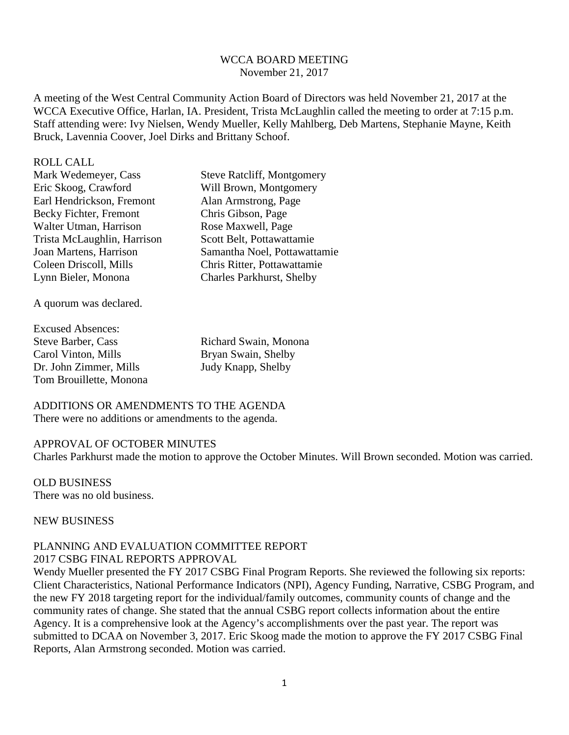WCCA BOARD MEETING
November 21, 2017

A meeting of the West Central Community Action Board of Directors was held November 21, 2017 at the WCCA Executive Office, Harlan, IA. President, Trista McLaughlin called the meeting to order at 7:15 p.m. Staff attending were: Ivy Nielsen, Wendy Mueller, Kelly Mahlberg, Deb Martens, Stephanie Mayne, Keith Bruck, Lavennia Coover, Joel Dirks and Brittany Schoof.

ROLL CALL

| | |
|---|---|
| Mark Wedemeyer, Cass | Steve Ratcliff, Montgomery |
| Eric Skoog, Crawford | Will Brown, Montgomery |
| Earl Hendrickson, Fremont | Alan Armstrong, Page |
| Becky Fichter, Fremont | Chris Gibson, Page |
| Walter Utman, Harrison | Rose Maxwell, Page |
| Trista McLaughlin, Harrison | Scott Belt, Pottawattamie |
| Joan Martens, Harrison | Samantha Noel, Pottawattamie |
| Coleen Driscoll, Mills | Chris Ritter, Pottawattamie |
| Lynn Bieler, Monona | Charles Parkhurst, Shelby |

A quorum was declared.

Excused Absences:

| | |
|---|---|
| Steve Barber, Cass | Richard Swain, Monona |
| Carol Vinton, Mills | Bryan Swain, Shelby |
| Dr. John Zimmer, Mills | Judy Knapp, Shelby |
| Tom Brouillette, Monona | |

ADDITIONS OR AMENDMENTS TO THE AGENDA
There were no additions or amendments to the agenda.

APPROVAL OF OCTOBER MINUTES
Charles Parkhurst made the motion to approve the October Minutes. Will Brown seconded. Motion was carried.

OLD BUSINESS
There was no old business.

NEW BUSINESS

PLANNING AND EVALUATION COMMITTEE REPORT
2017 CSBG FINAL REPORTS APPROVAL
Wendy Mueller presented the FY 2017 CSBG Final Program Reports. She reviewed the following six reports: Client Characteristics, National Performance Indicators (NPI), Agency Funding, Narrative, CSBG Program, and the new FY 2018 targeting report for the individual/family outcomes, community counts of change and the community rates of change. She stated that the annual CSBG report collects information about the entire Agency. It is a comprehensive look at the Agency's accomplishments over the past year. The report was submitted to DCAA on November 3, 2017. Eric Skoog made the motion to approve the FY 2017 CSBG Final Reports, Alan Armstrong seconded. Motion was carried.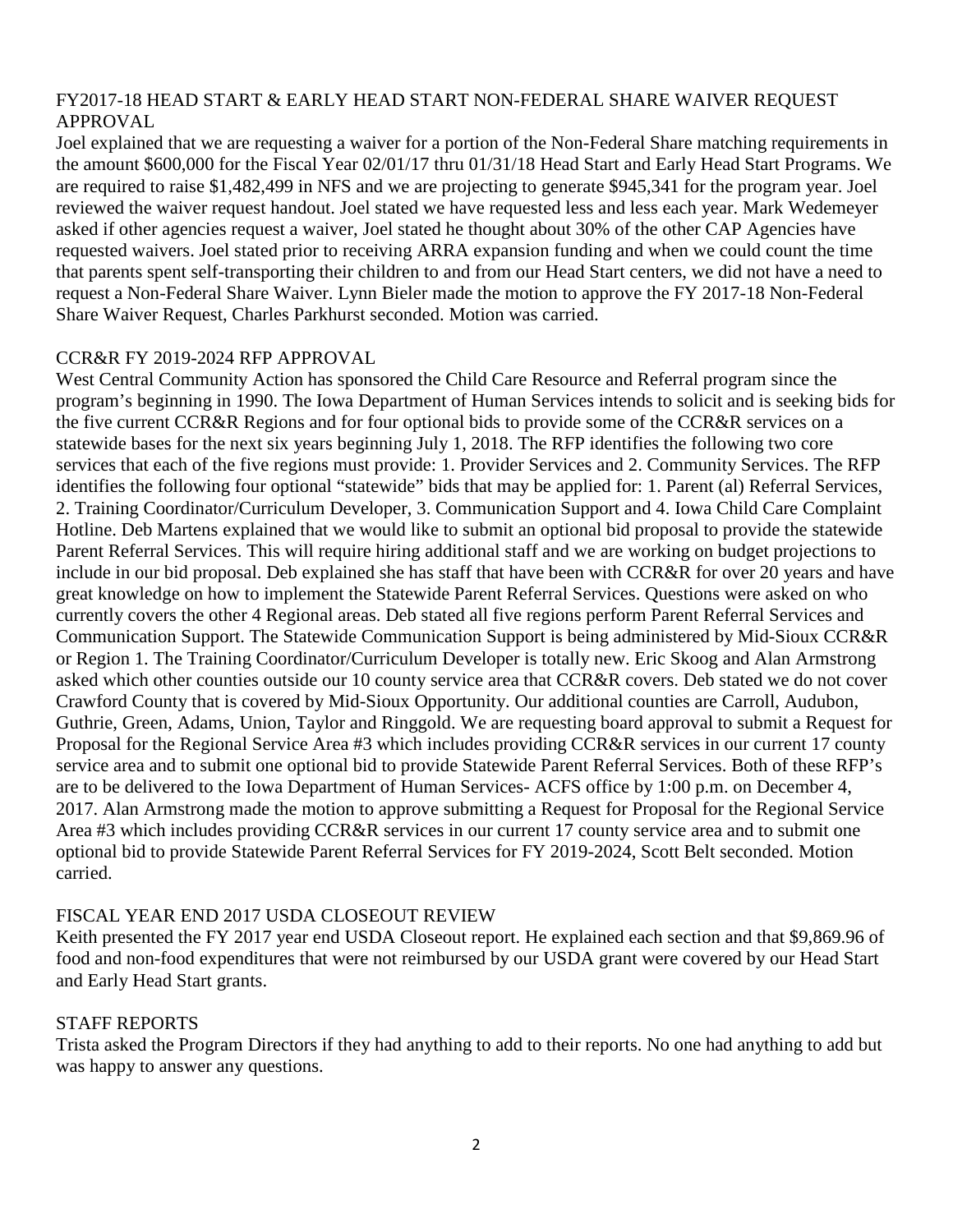## FY2017-18 HEAD START & EARLY HEAD START NON-FEDERAL SHARE WAIVER REQUEST APPROVAL

Joel explained that we are requesting a waiver for a portion of the Non-Federal Share matching requirements in the amount $600,000 for the Fiscal Year 02/01/17 thru 01/31/18 Head Start and Early Head Start Programs. We are required to raise $1,482,499 in NFS and we are projecting to generate $945,341 for the program year. Joel reviewed the waiver request handout. Joel stated we have requested less and less each year. Mark Wedemeyer asked if other agencies request a waiver, Joel stated he thought about 30% of the other CAP Agencies have requested waivers. Joel stated prior to receiving ARRA expansion funding and when we could count the time that parents spent self-transporting their children to and from our Head Start centers, we did not have a need to request a Non-Federal Share Waiver. Lynn Bieler made the motion to approve the FY 2017-18 Non-Federal Share Waiver Request, Charles Parkhurst seconded. Motion was carried.

## CCR&R FY 2019-2024 RFP APPROVAL

West Central Community Action has sponsored the Child Care Resource and Referral program since the program's beginning in 1990. The Iowa Department of Human Services intends to solicit and is seeking bids for the five current CCR&R Regions and for four optional bids to provide some of the CCR&R services on a statewide bases for the next six years beginning July 1, 2018. The RFP identifies the following two core services that each of the five regions must provide: 1. Provider Services and 2. Community Services. The RFP identifies the following four optional "statewide" bids that may be applied for: 1. Parent (al) Referral Services, 2. Training Coordinator/Curriculum Developer, 3. Communication Support and 4. Iowa Child Care Complaint Hotline. Deb Martens explained that we would like to submit an optional bid proposal to provide the statewide Parent Referral Services. This will require hiring additional staff and we are working on budget projections to include in our bid proposal. Deb explained she has staff that have been with CCR&R for over 20 years and have great knowledge on how to implement the Statewide Parent Referral Services. Questions were asked on who currently covers the other 4 Regional areas. Deb stated all five regions perform Parent Referral Services and Communication Support. The Statewide Communication Support is being administered by Mid-Sioux CCR&R or Region 1. The Training Coordinator/Curriculum Developer is totally new. Eric Skoog and Alan Armstrong asked which other counties outside our 10 county service area that CCR&R covers. Deb stated we do not cover Crawford County that is covered by Mid-Sioux Opportunity. Our additional counties are Carroll, Audubon, Guthrie, Green, Adams, Union, Taylor and Ringgold. We are requesting board approval to submit a Request for Proposal for the Regional Service Area #3 which includes providing CCR&R services in our current 17 county service area and to submit one optional bid to provide Statewide Parent Referral Services. Both of these RFP's are to be delivered to the Iowa Department of Human Services- ACFS office by 1:00 p.m. on December 4, 2017. Alan Armstrong made the motion to approve submitting a Request for Proposal for the Regional Service Area #3 which includes providing CCR&R services in our current 17 county service area and to submit one optional bid to provide Statewide Parent Referral Services for FY 2019-2024, Scott Belt seconded. Motion carried.

## FISCAL YEAR END 2017 USDA CLOSEOUT REVIEW

Keith presented the FY 2017 year end USDA Closeout report. He explained each section and that $9,869.96 of food and non-food expenditures that were not reimbursed by our USDA grant were covered by our Head Start and Early Head Start grants.

## STAFF REPORTS

Trista asked the Program Directors if they had anything to add to their reports. No one had anything to add but was happy to answer any questions.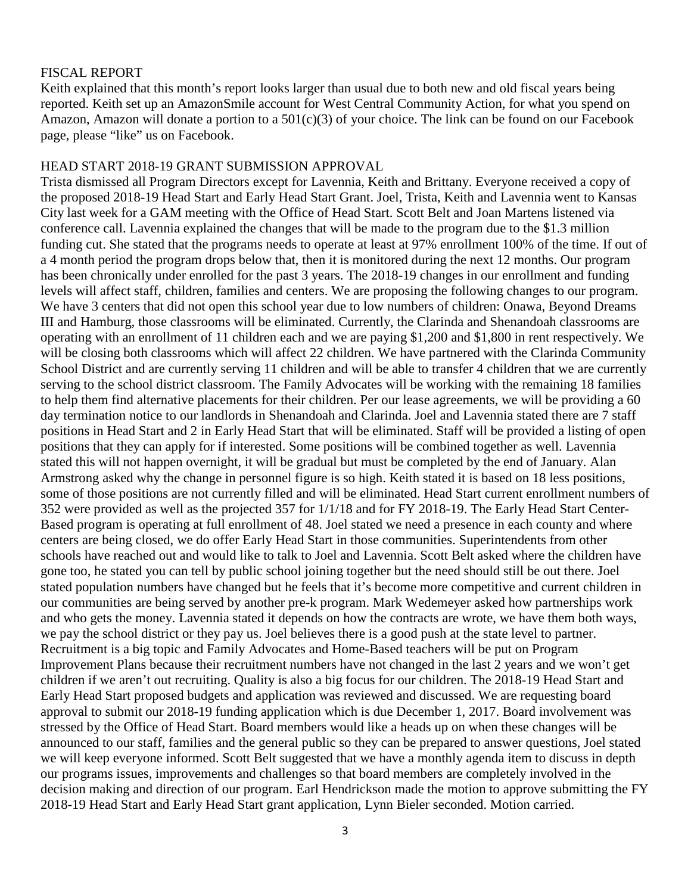## FISCAL REPORT

Keith explained that this month's report looks larger than usual due to both new and old fiscal years being reported. Keith set up an AmazonSmile account for West Central Community Action, for what you spend on Amazon, Amazon will donate a portion to a 501(c)(3) of your choice. The link can be found on our Facebook page, please "like" us on Facebook.

## HEAD START 2018-19 GRANT SUBMISSION APPROVAL

Trista dismissed all Program Directors except for Lavennia, Keith and Brittany. Everyone received a copy of the proposed 2018-19 Head Start and Early Head Start Grant. Joel, Trista, Keith and Lavennia went to Kansas City last week for a GAM meeting with the Office of Head Start. Scott Belt and Joan Martens listened via conference call. Lavennia explained the changes that will be made to the program due to the $1.3 million funding cut. She stated that the programs needs to operate at least at 97% enrollment 100% of the time. If out of a 4 month period the program drops below that, then it is monitored during the next 12 months. Our program has been chronically under enrolled for the past 3 years. The 2018-19 changes in our enrollment and funding levels will affect staff, children, families and centers. We are proposing the following changes to our program. We have 3 centers that did not open this school year due to low numbers of children: Onawa, Beyond Dreams III and Hamburg, those classrooms will be eliminated. Currently, the Clarinda and Shenandoah classrooms are operating with an enrollment of 11 children each and we are paying $1,200 and $1,800 in rent respectively. We will be closing both classrooms which will affect 22 children. We have partnered with the Clarinda Community School District and are currently serving 11 children and will be able to transfer 4 children that we are currently serving to the school district classroom. The Family Advocates will be working with the remaining 18 families to help them find alternative placements for their children. Per our lease agreements, we will be providing a 60 day termination notice to our landlords in Shenandoah and Clarinda. Joel and Lavennia stated there are 7 staff positions in Head Start and 2 in Early Head Start that will be eliminated. Staff will be provided a listing of open positions that they can apply for if interested. Some positions will be combined together as well. Lavennia stated this will not happen overnight, it will be gradual but must be completed by the end of January. Alan Armstrong asked why the change in personnel figure is so high. Keith stated it is based on 18 less positions, some of those positions are not currently filled and will be eliminated. Head Start current enrollment numbers of 352 were provided as well as the projected 357 for 1/1/18 and for FY 2018-19. The Early Head Start Center-Based program is operating at full enrollment of 48. Joel stated we need a presence in each county and where centers are being closed, we do offer Early Head Start in those communities. Superintendents from other schools have reached out and would like to talk to Joel and Lavennia. Scott Belt asked where the children have gone too, he stated you can tell by public school joining together but the need should still be out there. Joel stated population numbers have changed but he feels that it's become more competitive and current children in our communities are being served by another pre-k program. Mark Wedemeyer asked how partnerships work and who gets the money. Lavennia stated it depends on how the contracts are wrote, we have them both ways, we pay the school district or they pay us. Joel believes there is a good push at the state level to partner. Recruitment is a big topic and Family Advocates and Home-Based teachers will be put on Program Improvement Plans because their recruitment numbers have not changed in the last 2 years and we won't get children if we aren't out recruiting. Quality is also a big focus for our children. The 2018-19 Head Start and Early Head Start proposed budgets and application was reviewed and discussed. We are requesting board approval to submit our 2018-19 funding application which is due December 1, 2017. Board involvement was stressed by the Office of Head Start. Board members would like a heads up on when these changes will be announced to our staff, families and the general public so they can be prepared to answer questions, Joel stated we will keep everyone informed. Scott Belt suggested that we have a monthly agenda item to discuss in depth our programs issues, improvements and challenges so that board members are completely involved in the decision making and direction of our program. Earl Hendrickson made the motion to approve submitting the FY 2018-19 Head Start and Early Head Start grant application, Lynn Bieler seconded. Motion carried.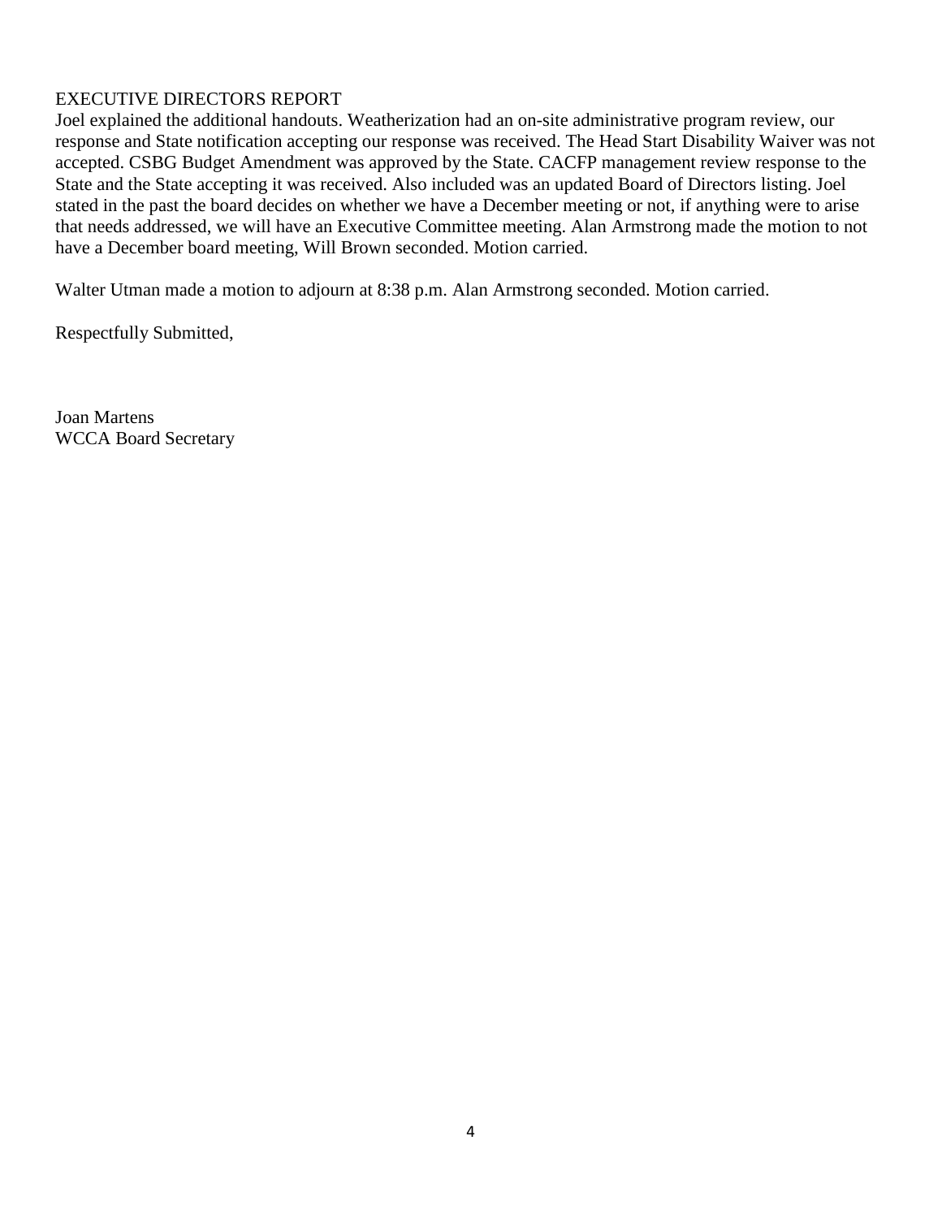EXECUTIVE DIRECTORS REPORT

Joel explained the additional handouts. Weatherization had an on-site administrative program review, our response and State notification accepting our response was received. The Head Start Disability Waiver was not accepted. CSBG Budget Amendment was approved by the State. CACFP management review response to the State and the State accepting it was received. Also included was an updated Board of Directors listing. Joel stated in the past the board decides on whether we have a December meeting or not, if anything were to arise that needs addressed, we will have an Executive Committee meeting. Alan Armstrong made the motion to not have a December board meeting, Will Brown seconded. Motion carried.

Walter Utman made a motion to adjourn at 8:38 p.m. Alan Armstrong seconded. Motion carried.

Respectfully Submitted,

Joan Martens
WCCA Board Secretary